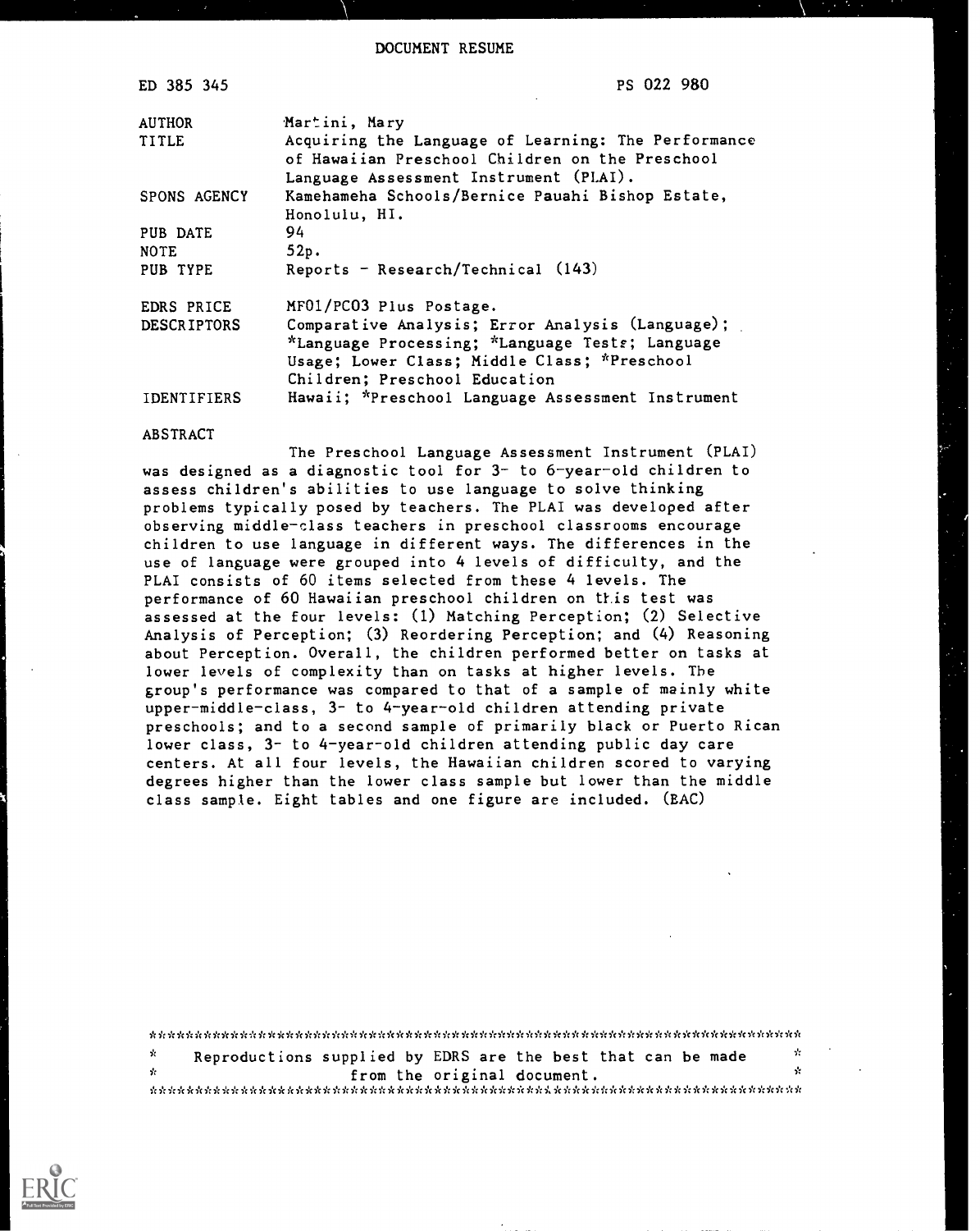DOCUMENT RESUME

| | |
|---|---|
| ED 385 345 | PS 022 980 |
| AUTHOR | Martini, Mary |
| TITLE | Acquiring the Language of Learning: The Performance of Hawaiian Preschool Children on the Preschool Language Assessment Instrument (PLAI). |
| SPONS AGENCY | Kamehameha Schools/Bernice Pauahi Bishop Estate, Honolulu, HI. |
| PUB DATE | 94 |
| NOTE | 52p. |
| PUB TYPE | Reports - Research/Technical (143) |
| EDRS PRICE | MF01/PC03 Plus Postage. |
| DESCRIPTORS | Comparative Analysis; Error Analysis (Language); *Language Processing; *Language Tests; Language Usage; Lower Class; Middle Class; *Preschool Children; Preschool Education |
| IDENTIFIERS | Hawaii; *Preschool Language Assessment Instrument |

ABSTRACT

The Preschool Language Assessment Instrument (PLAI) was designed as a diagnostic tool for 3- to 6-year-old children to assess children's abilities to use language to solve thinking problems typically posed by teachers. The PLAI was developed after observing middle-class teachers in preschool classrooms encourage children to use language in different ways. The differences in the use of language were grouped into 4 levels of difficulty, and the PLAI consists of 60 items selected from these 4 levels. The performance of 60 Hawaiian preschool children on this test was assessed at the four levels: (1) Matching Perception; (2) Selective Analysis of Perception; (3) Reordering Perception; and (4) Reasoning about Perception. Overall, the children performed better on tasks at lower levels of complexity than on tasks at higher levels. The group's performance was compared to that of a sample of mainly white upper-middle-class, 3- to 4-year-old children attending private preschools; and to a second sample of primarily black or Puerto Rican lower class, 3- to 4-year-old children attending public day care centers. At all four levels, the Hawaiian children scored to varying degrees higher than the lower class sample but lower than the middle class sample. Eight tables and one figure are included. (BAC)

***********************************************************************
* Reproductions supplied by EDRS are the best that can be made *
* from the original document. *
***********************************************************************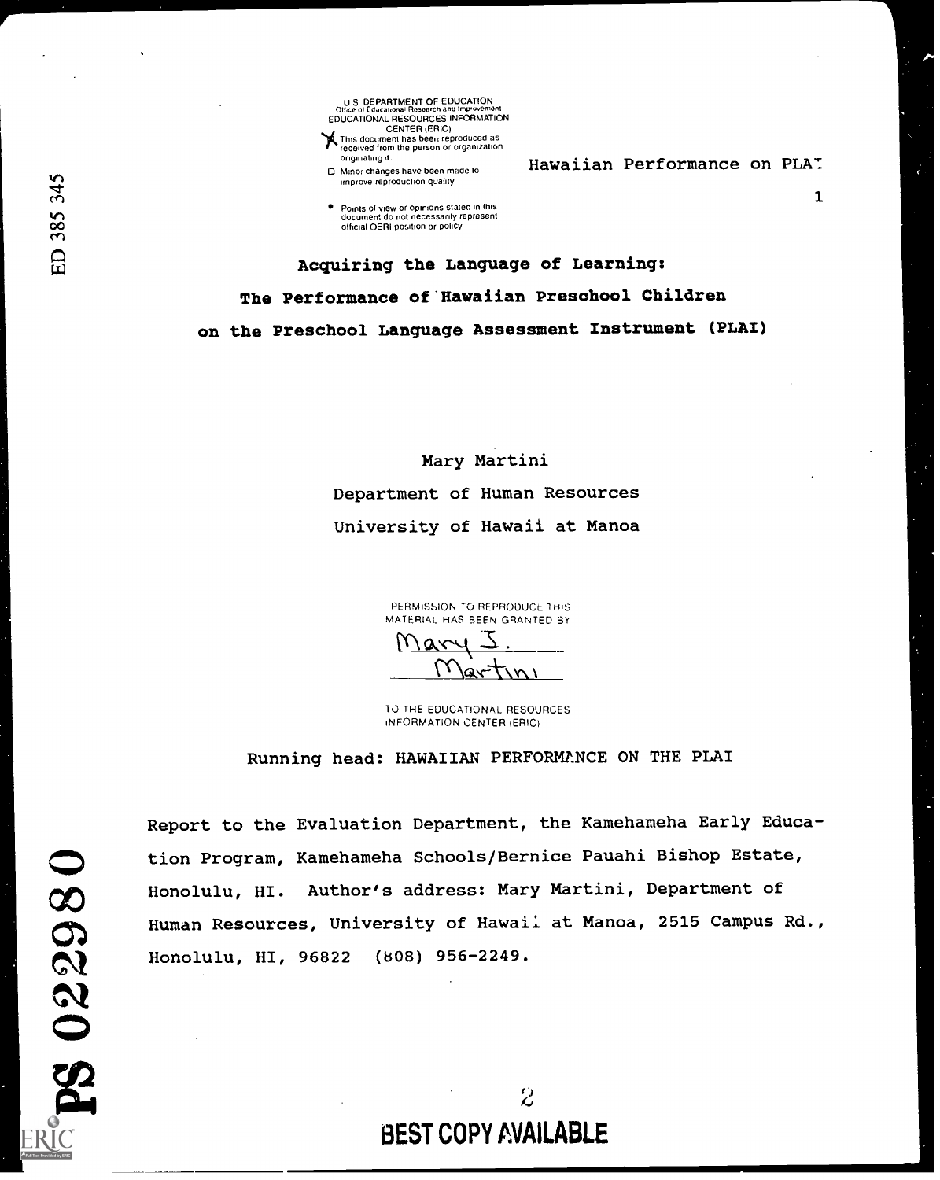U S DEPARTMENT OF EDUCATION
Office of Educational Research and Improvement
EDUCATIONAL RESOURCES INFORMATION CENTER (ERIC)

- This document has been reproduced as received from the person or organization originating it.
- Minor changes have been made to improve reproduction quality
- Points of view or opinions stated in this document do not necessarily represent official OERI position or policy

ED 385 345

# Acquiring the Language of Learning:
# The Performance of Hawaiian Preschool Children
# on the Preschool Language Assessment Instrument (PLAI)

Mary Martini

Department of Human Resources

University of Hawaii at Manoa

PERMISSION TO REPRODUCE THIS MATERIAL HAS BEEN GRANTED BY

Mary J. Martini

TO THE EDUCATIONAL RESOURCES INFORMATION CENTER (ERIC)

Running head: HAWAIIAN PERFORMANCE ON THE PLAI

Report to the Evaluation Department, the Kamehameha Early Education Program, Kamehameha Schools/Bernice Pauahi Bishop Estate, Honolulu, HI. Author's address: Mary Martini, Department of Human Resources, University of Hawaii at Manoa, 2515 Campus Rd., Honolulu, HI, 96822 (808) 956-2249.

PS 022980

BEST COPY AVAILABLE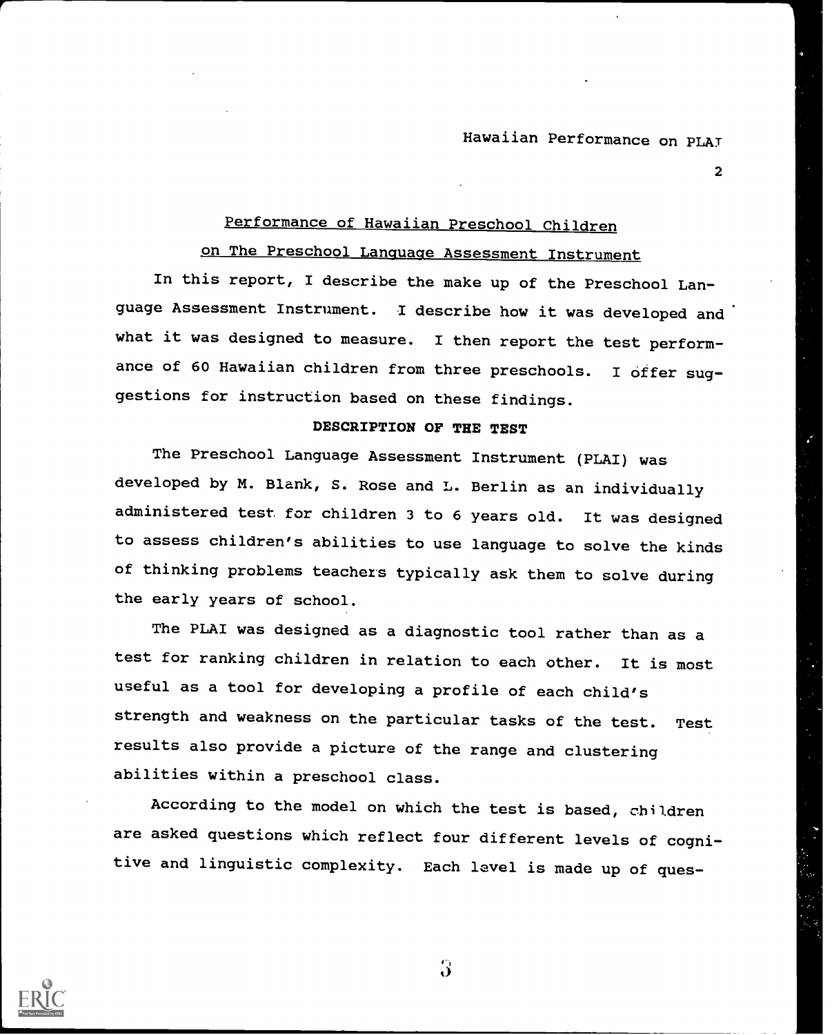## Performance of Hawaiian Preschool Children on The Preschool Language Assessment Instrument

In this report, I describe the make up of the Preschool Language Assessment Instrument. I describe how it was developed and what it was designed to measure. I then report the test performance of 60 Hawaiian children from three preschools. I offer suggestions for instruction based on these findings.

### DESCRIPTION OF THE TEST

The Preschool Language Assessment Instrument (PLAI) was developed by M. Blank, S. Rose and L. Berlin as an individually administered test for children 3 to 6 years old. It was designed to assess children's abilities to use language to solve the kinds of thinking problems teachers typically ask them to solve during the early years of school.

The PLAI was designed as a diagnostic tool rather than as a test for ranking children in relation to each other. It is most useful as a tool for developing a profile of each child's strength and weakness on the particular tasks of the test. Test results also provide a picture of the range and clustering abilities within a preschool class.

According to the model on which the test is based, children are asked questions which reflect four different levels of cognitive and linguistic complexity. Each level is made up of ques-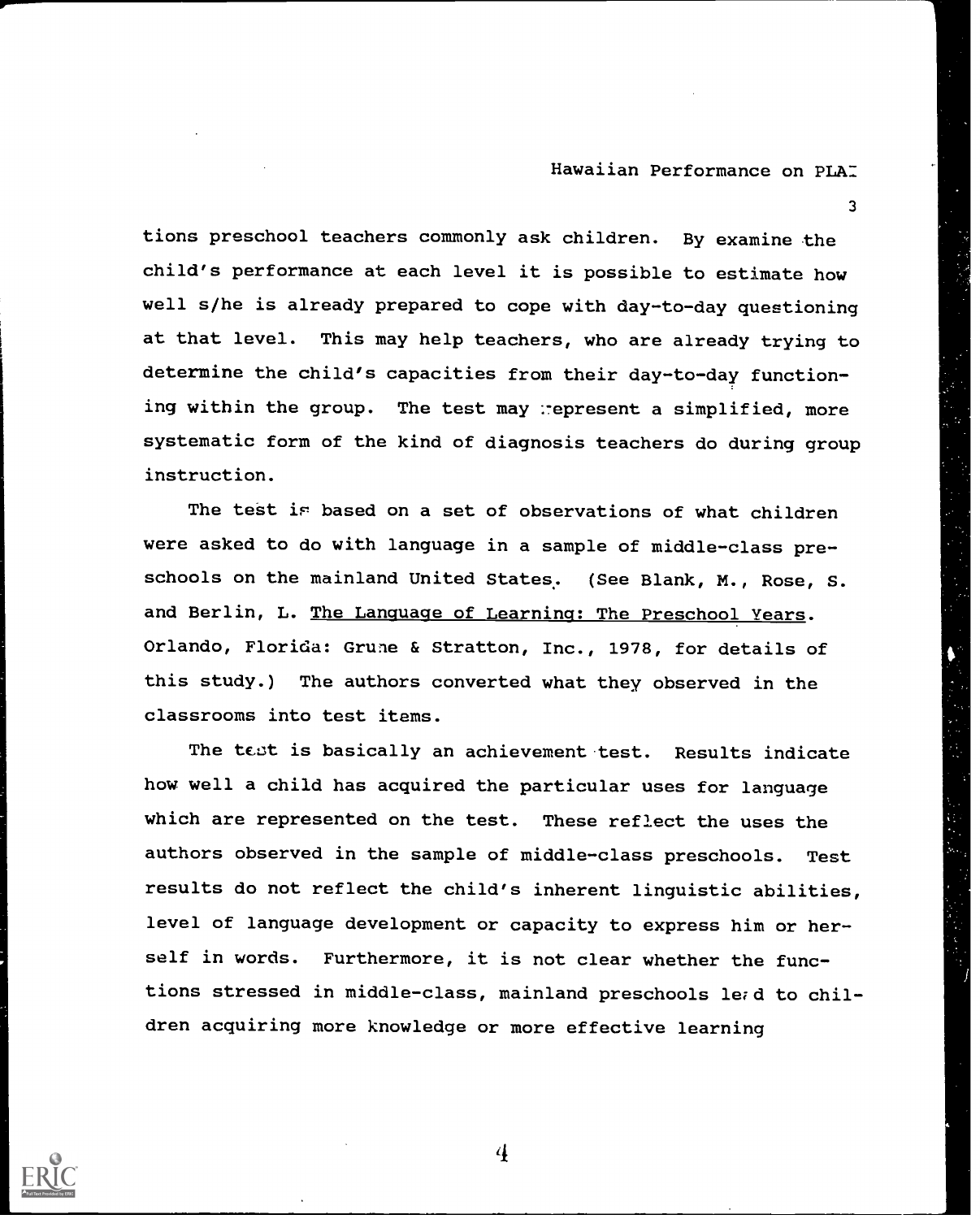tions preschool teachers commonly ask children. By examine the child's performance at each level it is possible to estimate how well s/he is already prepared to cope with day-to-day questioning at that level. This may help teachers, who are already trying to determine the child's capacities from their day-to-day functioning within the group. The test may represent a simplified, more systematic form of the kind of diagnosis teachers do during group instruction.

The test is based on a set of observations of what children were asked to do with language in a sample of middle-class preschools on the mainland United States. (See Blank, M., Rose, S. and Berlin, L. The Language of Learning: The Preschool Years. Orlando, Florida: Grune & Stratton, Inc., 1978, for details of this study.) The authors converted what they observed in the classrooms into test items.

The test is basically an achievement test. Results indicate how well a child has acquired the particular uses for language which are represented on the test. These reflect the uses the authors observed in the sample of middle-class preschools. Test results do not reflect the child's inherent linguistic abilities, level of language development or capacity to express him or herself in words. Furthermore, it is not clear whether the functions stressed in middle-class, mainland preschools lead to children acquiring more knowledge or more effective learning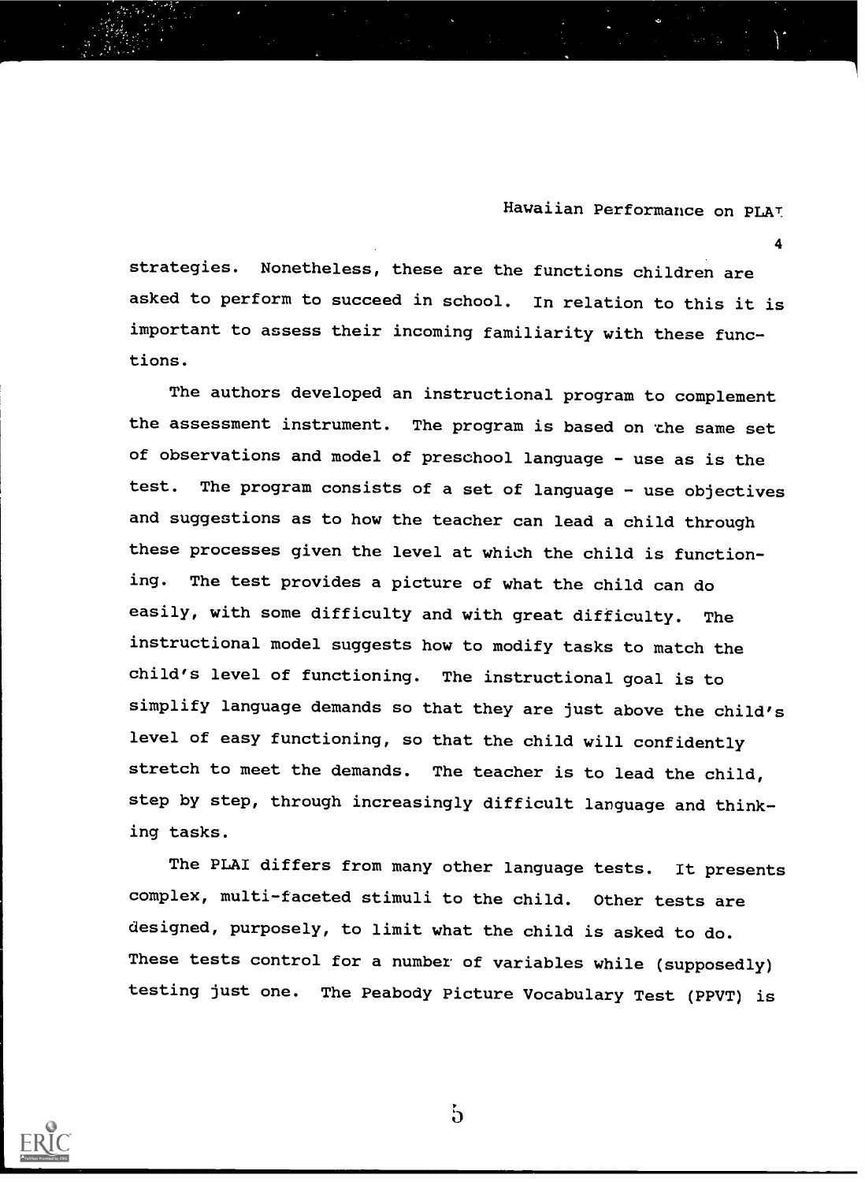strategies. Nonetheless, these are the functions children are asked to perform to succeed in school. In relation to this it is important to assess their incoming familiarity with these functions.

The authors developed an instructional program to complement the assessment instrument. The program is based on the same set of observations and model of preschool language - use as is the test. The program consists of a set of language - use objectives and suggestions as to how the teacher can lead a child through these processes given the level at which the child is functioning. The test provides a picture of what the child can do easily, with some difficulty and with great difficulty. The instructional model suggests how to modify tasks to match the child's level of functioning. The instructional goal is to simplify language demands so that they are just above the child's level of easy functioning, so that the child will confidently stretch to meet the demands. The teacher is to lead the child, step by step, through increasingly difficult language and thinking tasks.

The PLAI differs from many other language tests. It presents complex, multi-faceted stimuli to the child. Other tests are designed, purposely, to limit what the child is asked to do. These tests control for a number of variables while (supposedly) testing just one. The Peabody Picture Vocabulary Test (PPVT) is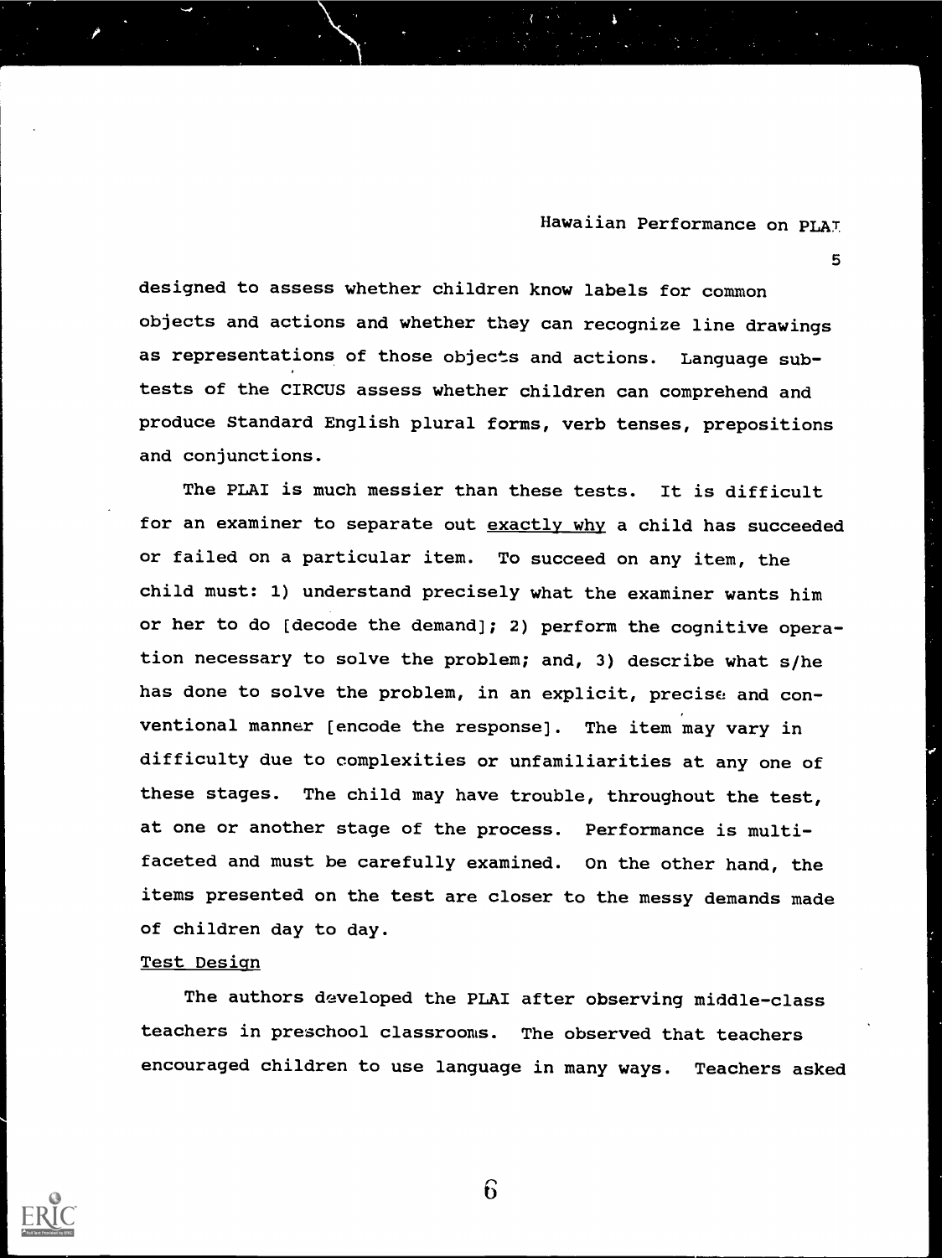designed to assess whether children know labels for common objects and actions and whether they can recognize line drawings as representations of those objects and actions. Language subtests of the CIRCUS assess whether children can comprehend and produce Standard English plural forms, verb tenses, prepositions and conjunctions.

The PLAI is much messier than these tests. It is difficult for an examiner to separate out <u>exactly why</u> a child has succeeded or failed on a particular item. To succeed on any item, the child must: 1) understand precisely what the examiner wants him or her to do [decode the demand]; 2) perform the cognitive operation necessary to solve the problem; and, 3) describe what s/he has done to solve the problem, in an explicit, precise and conventional manner [encode the response]. The item may vary in difficulty due to complexities or unfamiliarities at any one of these stages. The child may have trouble, throughout the test, at one or another stage of the process. Performance is multifaceted and must be carefully examined. On the other hand, the items presented on the test are closer to the messy demands made of children day to day.

<u>Test Design</u>

The authors developed the PLAI after observing middle-class teachers in preschool classrooms. The observed that teachers encouraged children to use language in many ways. Teachers asked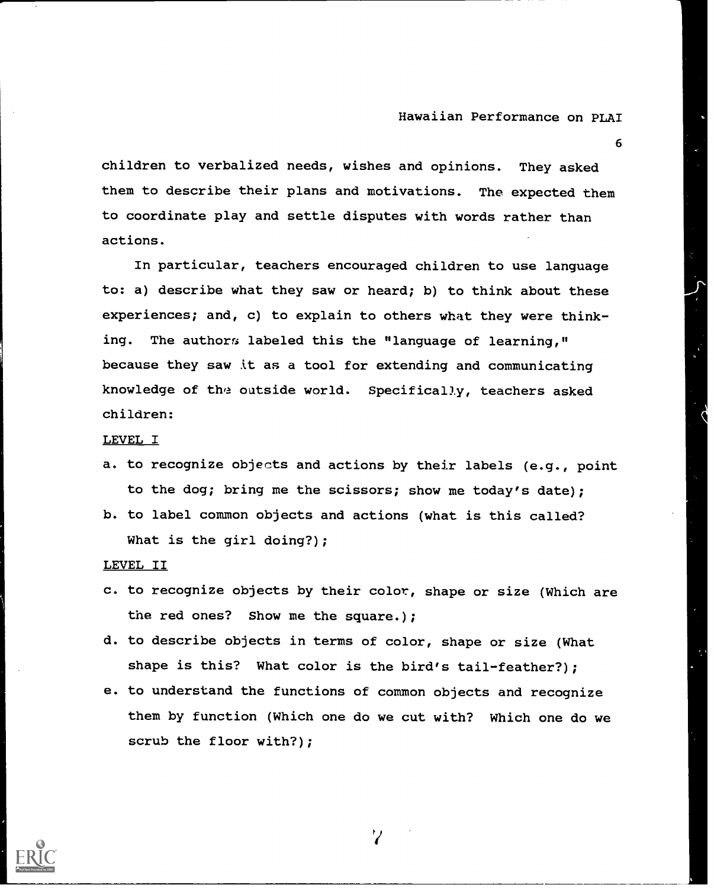children to verbalized needs, wishes and opinions. They asked them to describe their plans and motivations. The expected them to coordinate play and settle disputes with words rather than actions.

In particular, teachers encouraged children to use language to: a) describe what they saw or heard; b) to think about these experiences; and, c) to explain to others what they were thinking. The authors labeled this the "language of learning," because they saw it as a tool for extending and communicating knowledge of the outside world. Specifically, teachers asked children:

LEVEL I

a. to recognize objects and actions by their labels (e.g., point to the dog; bring me the scissors; show me today's date);
b. to label common objects and actions (what is this called? What is the girl doing?);

LEVEL II

c. to recognize objects by their color, shape or size (Which are the red ones? Show me the square.);
d. to describe objects in terms of color, shape or size (What shape is this? What color is the bird's tail-feather?);
e. to understand the functions of common objects and recognize them by function (Which one do we cut with? Which one do we scrub the floor with?);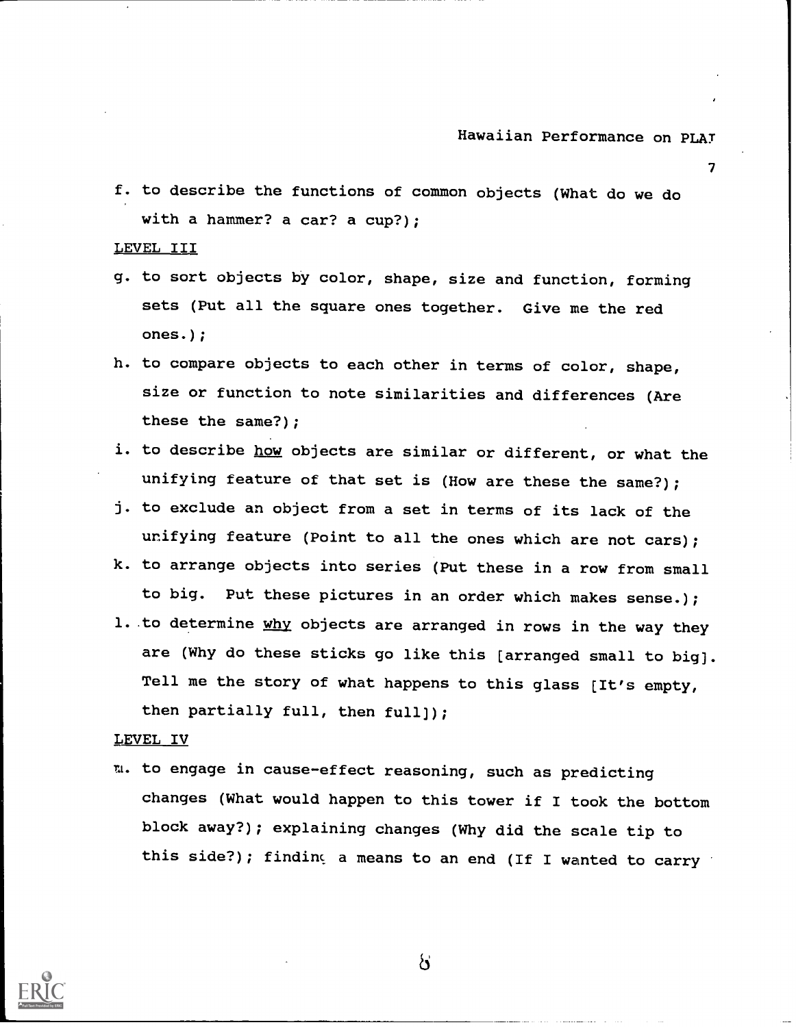f. to describe the functions of common objects (What do we do with a hammer? a car? a cup?);

LEVEL III

g. to sort objects by color, shape, size and function, forming sets (Put all the square ones together. Give me the red ones.);

h. to compare objects to each other in terms of color, shape, size or function to note similarities and differences (Are these the same?);

i. to describe <u>how</u> objects are similar or different, or what the unifying feature of that set is (How are these the same?);

j. to exclude an object from a set in terms of its lack of the unifying feature (Point to all the ones which are not cars);

k. to arrange objects into series (Put these in a row from small to big. Put these pictures in an order which makes sense.);

l. to determine <u>why</u> objects are arranged in rows in the way they are (Why do these sticks go like this [arranged small to big]. Tell me the story of what happens to this glass [It's empty, then partially full, then full]);

LEVEL IV

m. to engage in cause-effect reasoning, such as predicting changes (What would happen to this tower if I took the bottom block away?); explaining changes (Why did the scale tip to this side?); finding a means to an end (If I wanted to carry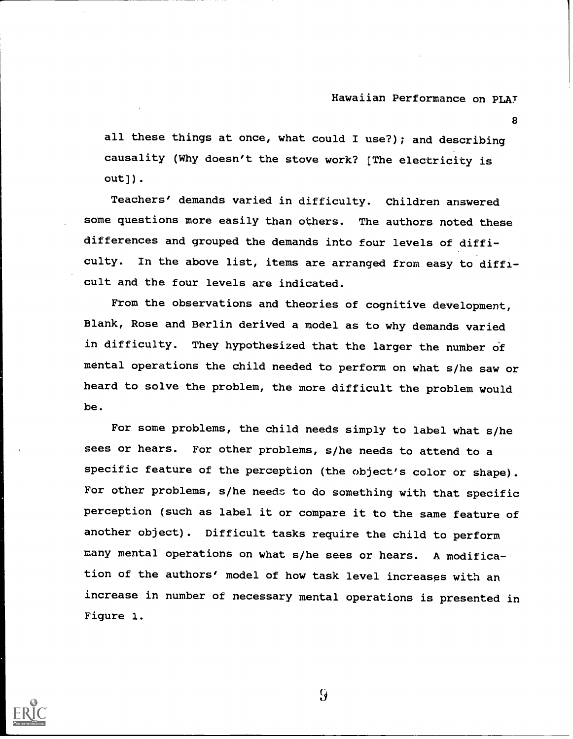all these things at once, what could I use?); and describing causality (Why doesn't the stove work? [The electricity is out]).

Teachers' demands varied in difficulty. Children answered some questions more easily than others. The authors noted these differences and grouped the demands into four levels of difficulty. In the above list, items are arranged from easy to difficult and the four levels are indicated.

From the observations and theories of cognitive development, Blank, Rose and Berlin derived a model as to why demands varied in difficulty. They hypothesized that the larger the number of mental operations the child needed to perform on what s/he saw or heard to solve the problem, the more difficult the problem would be.

For some problems, the child needs simply to label what s/he sees or hears. For other problems, s/he needs to attend to a specific feature of the perception (the object's color or shape). For other problems, s/he needs to do something with that specific perception (such as label it or compare it to the same feature of another object). Difficult tasks require the child to perform many mental operations on what s/he sees or hears. A modification of the authors' model of how task level increases with an increase in number of necessary mental operations is presented in Figure 1.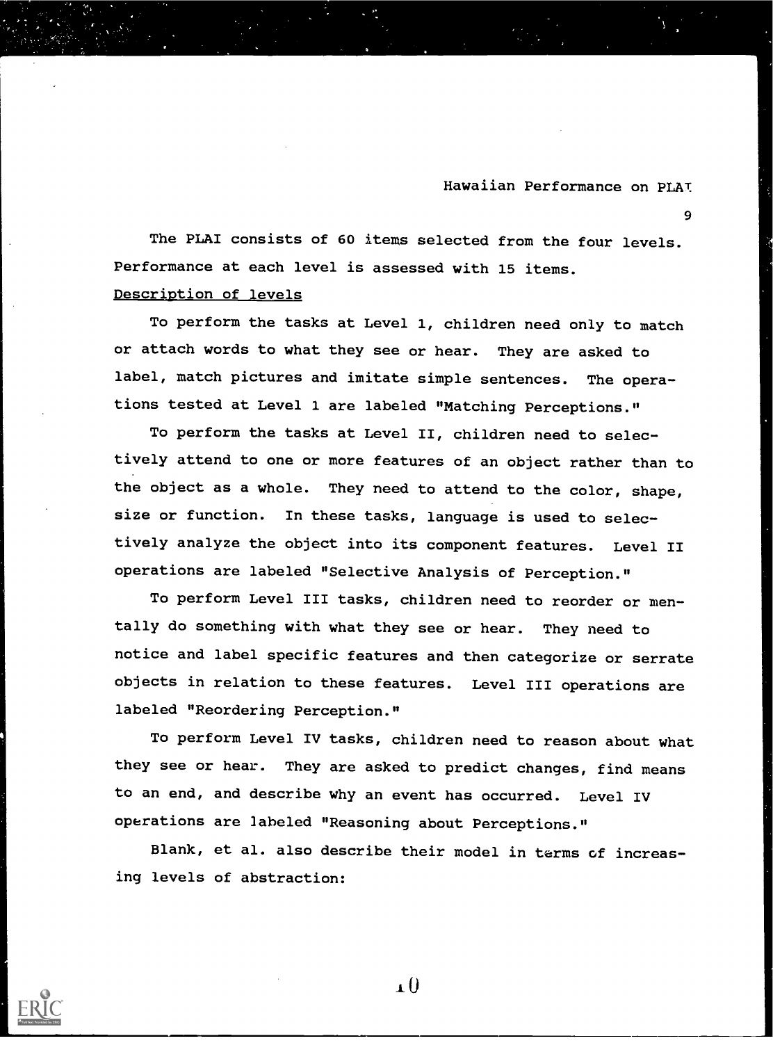The PLAI consists of 60 items selected from the four levels. Performance at each level is assessed with 15 items.

Description of levels

To perform the tasks at Level 1, children need only to match or attach words to what they see or hear. They are asked to label, match pictures and imitate simple sentences. The operations tested at Level 1 are labeled "Matching Perceptions."

To perform the tasks at Level II, children need to selectively attend to one or more features of an object rather than to the object as a whole. They need to attend to the color, shape, size or function. In these tasks, language is used to selectively analyze the object into its component features. Level II operations are labeled "Selective Analysis of Perception."

To perform Level III tasks, children need to reorder or mentally do something with what they see or hear. They need to notice and label specific features and then categorize or serrate objects in relation to these features. Level III operations are labeled "Reordering Perception."

To perform Level IV tasks, children need to reason about what they see or hear. They are asked to predict changes, find means to an end, and describe why an event has occurred. Level IV operations are labeled "Reasoning about Perceptions."

Blank, et al. also describe their model in terms of increasing levels of abstraction: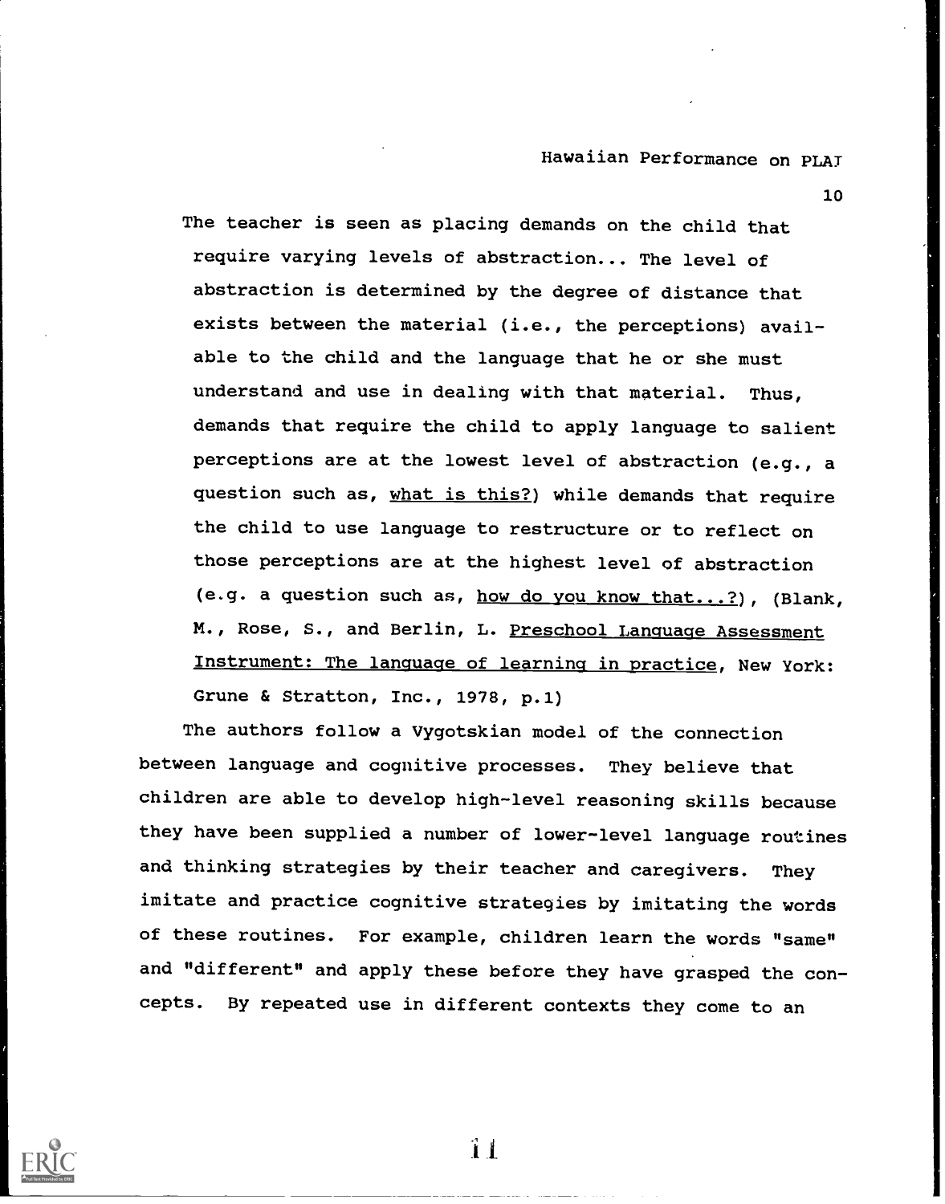The teacher is seen as placing demands on the child that require varying levels of abstraction... The level of abstraction is determined by the degree of distance that exists between the material (i.e., the perceptions) available to the child and the language that he or she must understand and use in dealing with that material. Thus, demands that require the child to apply language to salient perceptions are at the lowest level of abstraction (e.g., a question such as, <u>what is this?</u>) while demands that require the child to use language to restructure or to reflect on those perceptions are at the highest level of abstraction (e.g. a question such as, <u>how do you know that...?</u>), (Blank, M., Rose, S., and Berlin, L. <u>Preschool Language Assessment Instrument: The language of learning in practice</u>, New York: Grune & Stratton, Inc., 1978, p.1)

The authors follow a Vygotskian model of the connection between language and cognitive processes. They believe that children are able to develop high-level reasoning skills because they have been supplied a number of lower-level language routines and thinking strategies by their teacher and caregivers. They imitate and practice cognitive strategies by imitating the words of these routines. For example, children learn the words "same" and "different" and apply these before they have grasped the concepts. By repeated use in different contexts they come to an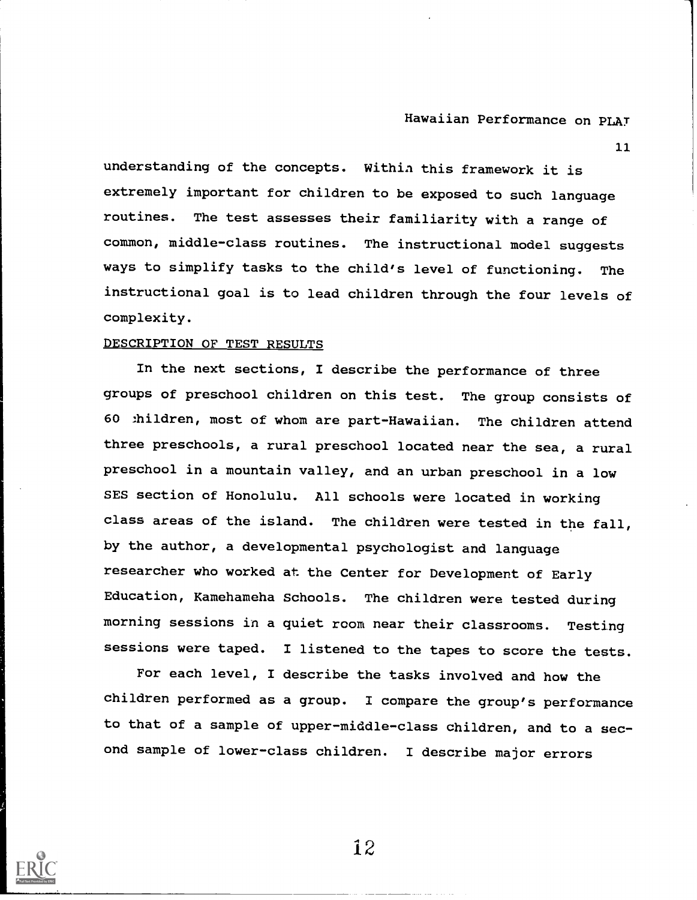understanding of the concepts. Within this framework it is extremely important for children to be exposed to such language routines. The test assesses their familiarity with a range of common, middle-class routines. The instructional model suggests ways to simplify tasks to the child's level of functioning. The instructional goal is to lead children through the four levels of complexity.

## DESCRIPTION OF TEST RESULTS

In the next sections, I describe the performance of three groups of preschool children on this test. The group consists of 60 children, most of whom are part-Hawaiian. The children attend three preschools, a rural preschool located near the sea, a rural preschool in a mountain valley, and an urban preschool in a low SES section of Honolulu. All schools were located in working class areas of the island. The children were tested in the fall, by the author, a developmental psychologist and language researcher who worked at the Center for Development of Early Education, Kamehameha Schools. The children were tested during morning sessions in a quiet room near their classrooms. Testing sessions were taped. I listened to the tapes to score the tests.

For each level, I describe the tasks involved and how the children performed as a group. I compare the group's performance to that of a sample of upper-middle-class children, and to a second sample of lower-class children. I describe major errors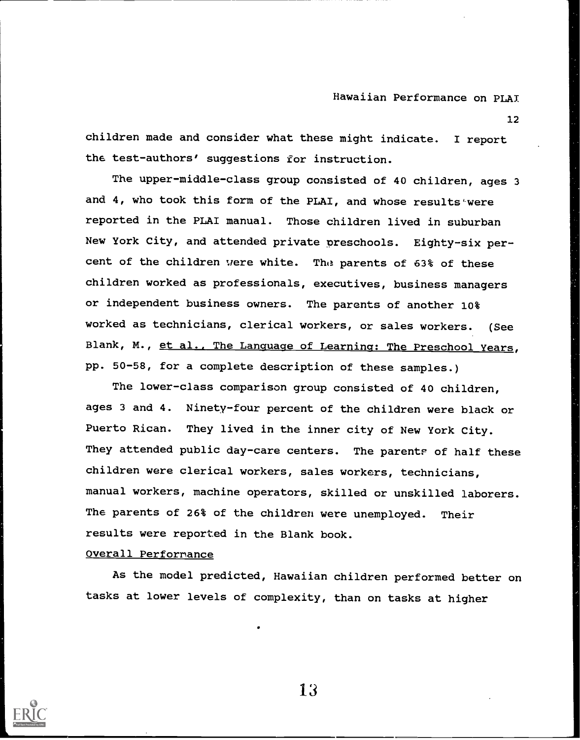children made and consider what these might indicate. I report the test-authors' suggestions for instruction.

The upper-middle-class group consisted of 40 children, ages 3 and 4, who took this form of the PLAI, and whose results were reported in the PLAI manual. Those children lived in suburban New York City, and attended private preschools. Eighty-six percent of the children were white. The parents of 63% of these children worked as professionals, executives, business managers or independent business owners. The parents of another 10% worked as technicians, clerical workers, or sales workers. (See Blank, M., et al., The Language of Learning: The Preschool Years, pp. 50-58, for a complete description of these samples.)

The lower-class comparison group consisted of 40 children, ages 3 and 4. Ninety-four percent of the children were black or Puerto Rican. They lived in the inner city of New York City. They attended public day-care centers. The parents of half these children were clerical workers, sales workers, technicians, manual workers, machine operators, skilled or unskilled laborers. The parents of 26% of the children were unemployed. Their results were reported in the Blank book.

## Overall Performance

As the model predicted, Hawaiian children performed better on tasks at lower levels of complexity, than on tasks at higher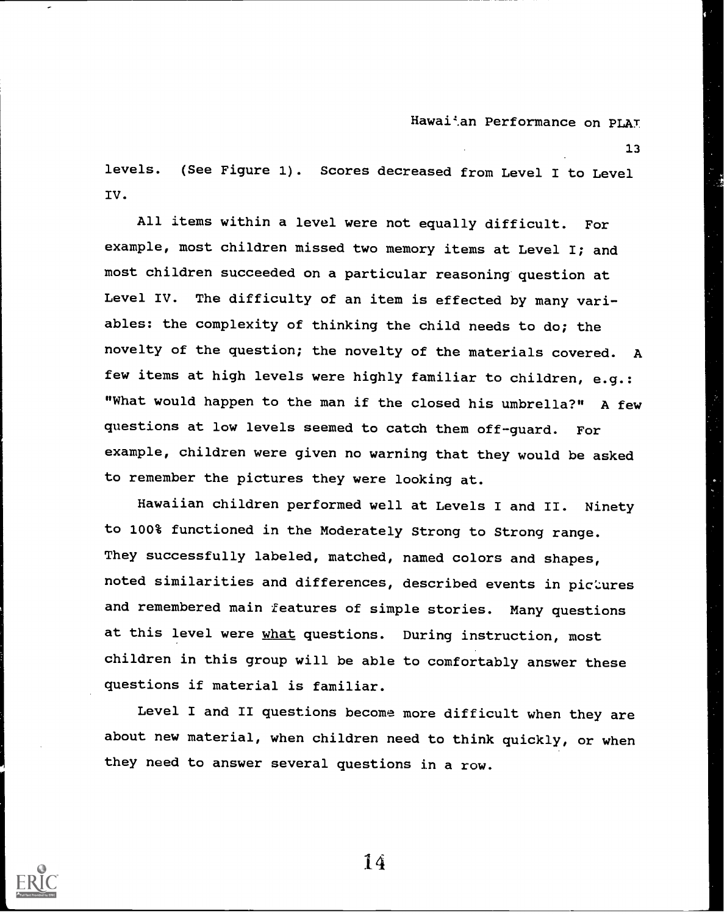levels. (See Figure 1). Scores decreased from Level I to Level IV.

All items within a level were not equally difficult. For example, most children missed two memory items at Level I; and most children succeeded on a particular reasoning question at Level IV. The difficulty of an item is effected by many variables: the complexity of thinking the child needs to do; the novelty of the question; the novelty of the materials covered. A few items at high levels were highly familiar to children, e.g.: "What would happen to the man if the closed his umbrella?" A few questions at low levels seemed to catch them off-guard. For example, children were given no warning that they would be asked to remember the pictures they were looking at.

Hawaiian children performed well at Levels I and II. Ninety to 100% functioned in the Moderately Strong to Strong range. They successfully labeled, matched, named colors and shapes, noted similarities and differences, described events in pictures and remembered main features of simple stories. Many questions at this level were _what_ questions. During instruction, most children in this group will be able to comfortably answer these questions if material is familiar.

Level I and II questions become more difficult when they are about new material, when children need to think quickly, or when they need to answer several questions in a row.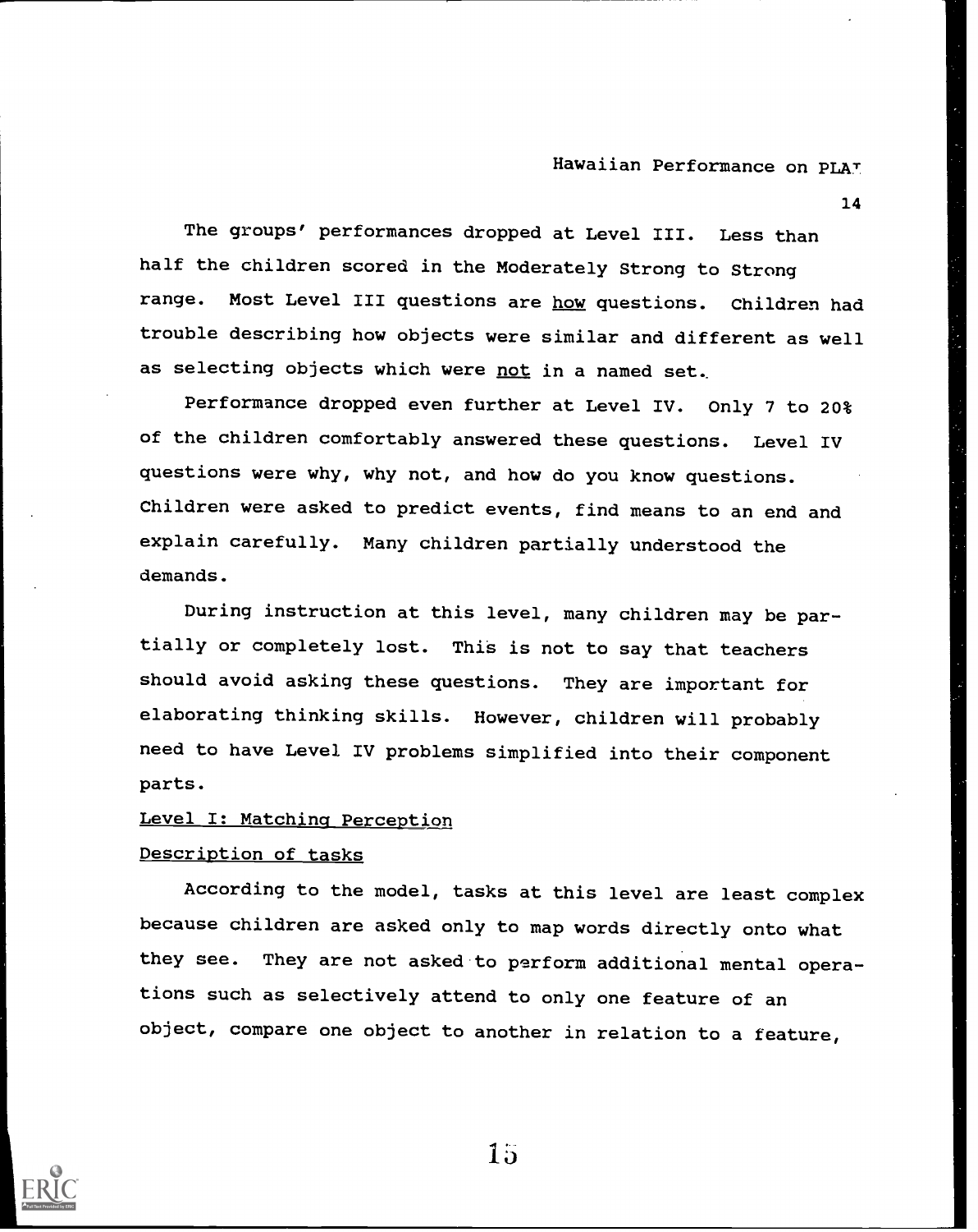The groups' performances dropped at Level III. Less than half the children scored in the Moderately Strong to Strong range. Most Level III questions are <u>how</u> questions. Children had trouble describing how objects were similar and different as well as selecting objects which were <u>not</u> in a named set.

Performance dropped even further at Level IV. Only 7 to 20% of the children comfortably answered these questions. Level IV questions were why, why not, and how do you know questions. Children were asked to predict events, find means to an end and explain carefully. Many children partially understood the demands.

During instruction at this level, many children may be partially or completely lost. This is not to say that teachers should avoid asking these questions. They are important for elaborating thinking skills. However, children will probably need to have Level IV problems simplified into their component parts.

## Level I: Matching Perception

### Description of tasks

According to the model, tasks at this level are least complex because children are asked only to map words directly onto what they see. They are not asked to perform additional mental operations such as selectively attend to only one feature of an object, compare one object to another in relation to a feature,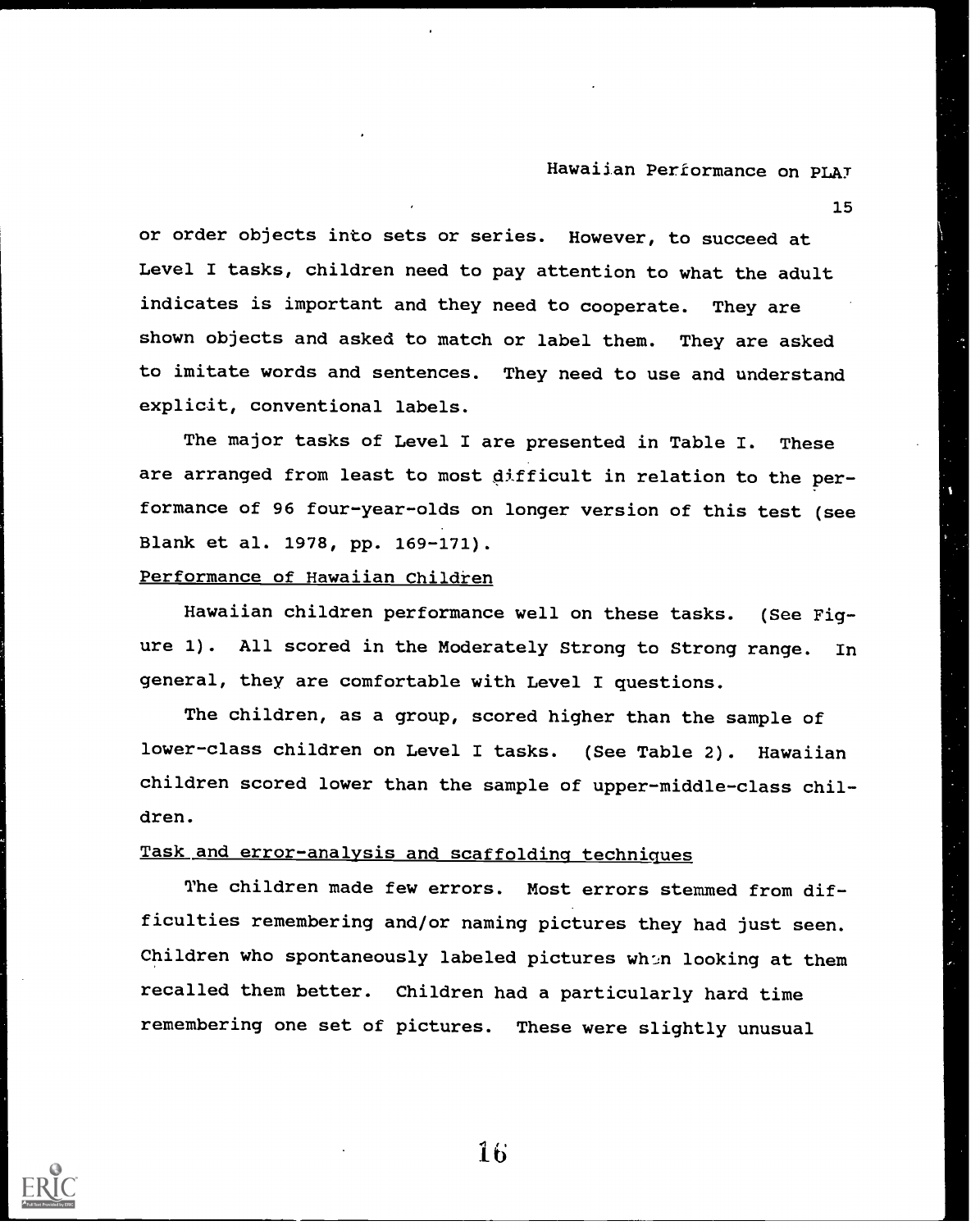or order objects into sets or series. However, to succeed at Level I tasks, children need to pay attention to what the adult indicates is important and they need to cooperate. They are shown objects and asked to match or label them. They are asked to imitate words and sentences. They need to use and understand explicit, conventional labels.

The major tasks of Level I are presented in Table I. These are arranged from least to most difficult in relation to the performance of 96 four-year-olds on longer version of this test (see Blank et al. 1978, pp. 169-171).

Performance of Hawaiian Children

Hawaiian children performance well on these tasks. (See Figure 1). All scored in the Moderately Strong to Strong range. In general, they are comfortable with Level I questions.

The children, as a group, scored higher than the sample of lower-class children on Level I tasks. (See Table 2). Hawaiian children scored lower than the sample of upper-middle-class children.

Task and error-analysis and scaffolding techniques

The children made few errors. Most errors stemmed from difficulties remembering and/or naming pictures they had just seen. Children who spontaneously labeled pictures when looking at them recalled them better. Children had a particularly hard time remembering one set of pictures. These were slightly unusual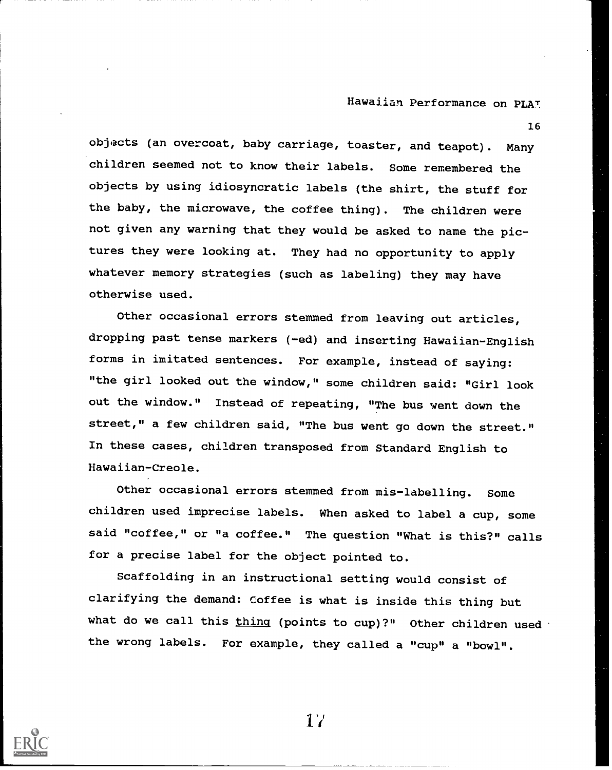objects (an overcoat, baby carriage, toaster, and teapot). Many children seemed not to know their labels. Some remembered the objects by using idiosyncratic labels (the shirt, the stuff for the baby, the microwave, the coffee thing). The children were not given any warning that they would be asked to name the pictures they were looking at. They had no opportunity to apply whatever memory strategies (such as labeling) they may have otherwise used.

Other occasional errors stemmed from leaving out articles, dropping past tense markers (-ed) and inserting Hawaiian-English forms in imitated sentences. For example, instead of saying: "the girl looked out the window," some children said: "Girl look out the window." Instead of repeating, "The bus went down the street," a few children said, "The bus went go down the street." In these cases, children transposed from Standard English to Hawaiian-Creole.

Other occasional errors stemmed from mis-labelling. Some children used imprecise labels. When asked to label a cup, some said "coffee," or "a coffee." The question "What is this?" calls for a precise label for the object pointed to.

Scaffolding in an instructional setting would consist of clarifying the demand: Coffee is what is inside this thing but what do we call this <u>thing</u> (points to cup)?" Other children used the wrong labels. For example, they called a "cup" a "bowl".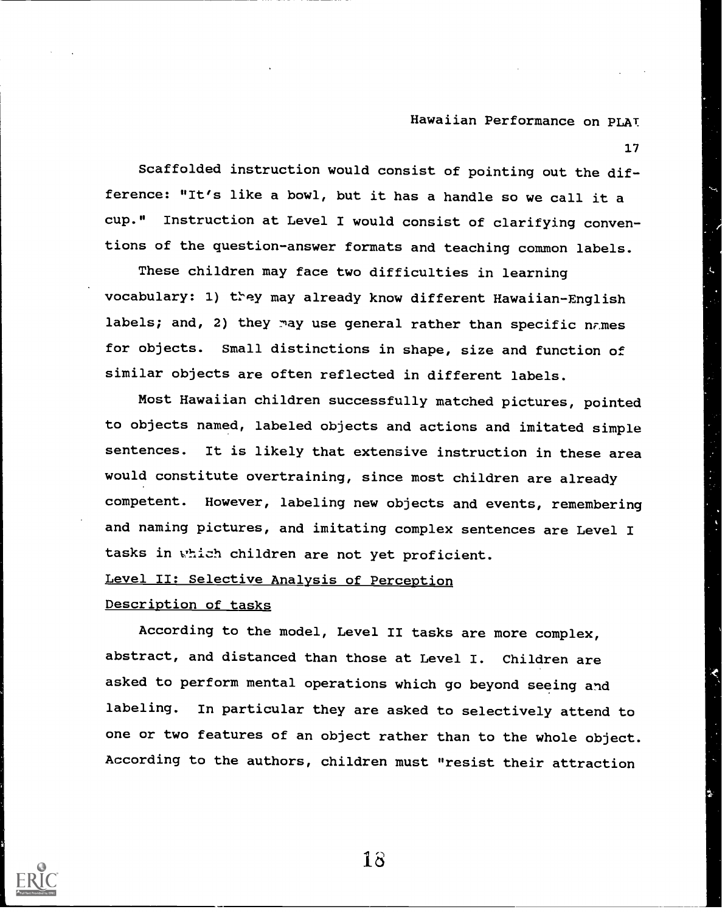Scaffolded instruction would consist of pointing out the difference: "It's like a bowl, but it has a handle so we call it a cup." Instruction at Level I would consist of clarifying conventions of the question-answer formats and teaching common labels.

These children may face two difficulties in learning vocabulary: 1) they may already know different Hawaiian-English labels; and, 2) they may use general rather than specific names for objects. Small distinctions in shape, size and function of similar objects are often reflected in different labels.

Most Hawaiian children successfully matched pictures, pointed to objects named, labeled objects and actions and imitated simple sentences. It is likely that extensive instruction in these area would constitute overtraining, since most children are already competent. However, labeling new objects and events, remembering and naming pictures, and imitating complex sentences are Level I tasks in which children are not yet proficient.

<u>Level II: Selective Analysis of Perception</u>

<u>Description of tasks</u>

According to the model, Level II tasks are more complex, abstract, and distanced than those at Level I. Children are asked to perform mental operations which go beyond seeing and labeling. In particular they are asked to selectively attend to one or two features of an object rather than to the whole object. According to the authors, children must "resist their attraction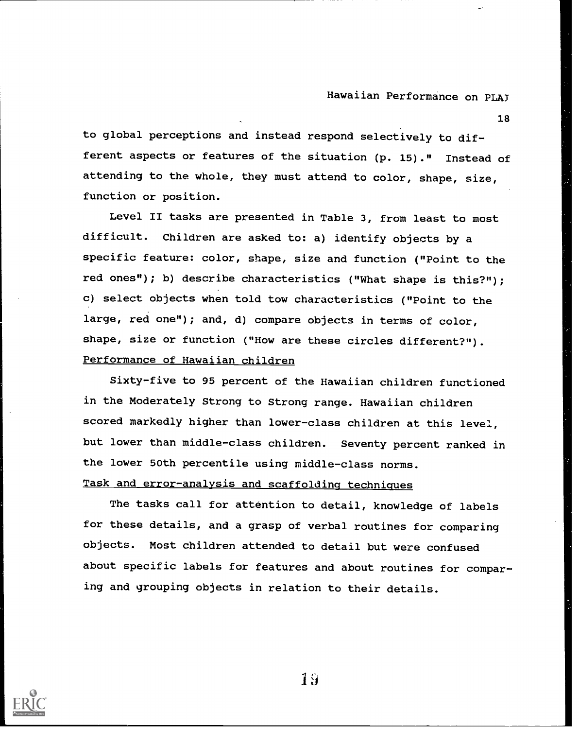to global perceptions and instead respond selectively to different aspects or features of the situation (p. 15)." Instead of attending to the whole, they must attend to color, shape, size, function or position.

Level II tasks are presented in Table 3, from least to most difficult. Children are asked to: a) identify objects by a specific feature: color, shape, size and function ("Point to the red ones"); b) describe characteristics ("What shape is this?"); c) select objects when told tow characteristics ("Point to the large, red one"); and, d) compare objects in terms of color, shape, size or function ("How are these circles different?").

<u>Performance of Hawaiian children</u>

Sixty-five to 95 percent of the Hawaiian children functioned in the Moderately Strong to Strong range. Hawaiian children scored markedly higher than lower-class children at this level, but lower than middle-class children. Seventy percent ranked in the lower 50th percentile using middle-class norms.

<u>Task and error-analysis and scaffolding techniques</u>

The tasks call for attention to detail, knowledge of labels for these details, and a grasp of verbal routines for comparing objects. Most children attended to detail but were confused about specific labels for features and about routines for comparing and grouping objects in relation to their details.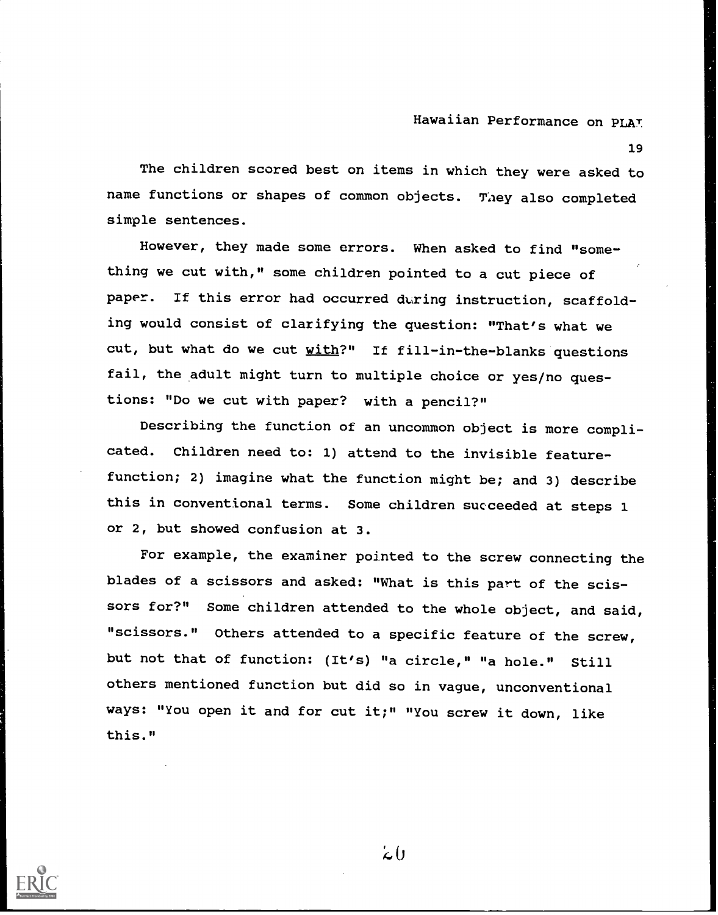The children scored best on items in which they were asked to name functions or shapes of common objects. They also completed simple sentences.

However, they made some errors. When asked to find "something we cut with," some children pointed to a cut piece of paper. If this error had occurred during instruction, scaffolding would consist of clarifying the question: "That's what we cut, but what do we cut <u>with</u>?" If fill-in-the-blanks questions fail, the adult might turn to multiple choice or yes/no questions: "Do we cut with paper? with a pencil?"

Describing the function of an uncommon object is more complicated. Children need to: 1) attend to the invisible feature-function; 2) imagine what the function might be; and 3) describe this in conventional terms. Some children succeeded at steps 1 or 2, but showed confusion at 3.

For example, the examiner pointed to the screw connecting the blades of a scissors and asked: "What is this part of the scissors for?" Some children attended to the whole object, and said, "scissors." Others attended to a specific feature of the screw, but not that of function: (It's) "a circle," "a hole." Still others mentioned function but did so in vague, unconventional ways: "You open it and for cut it;" "You screw it down, like this."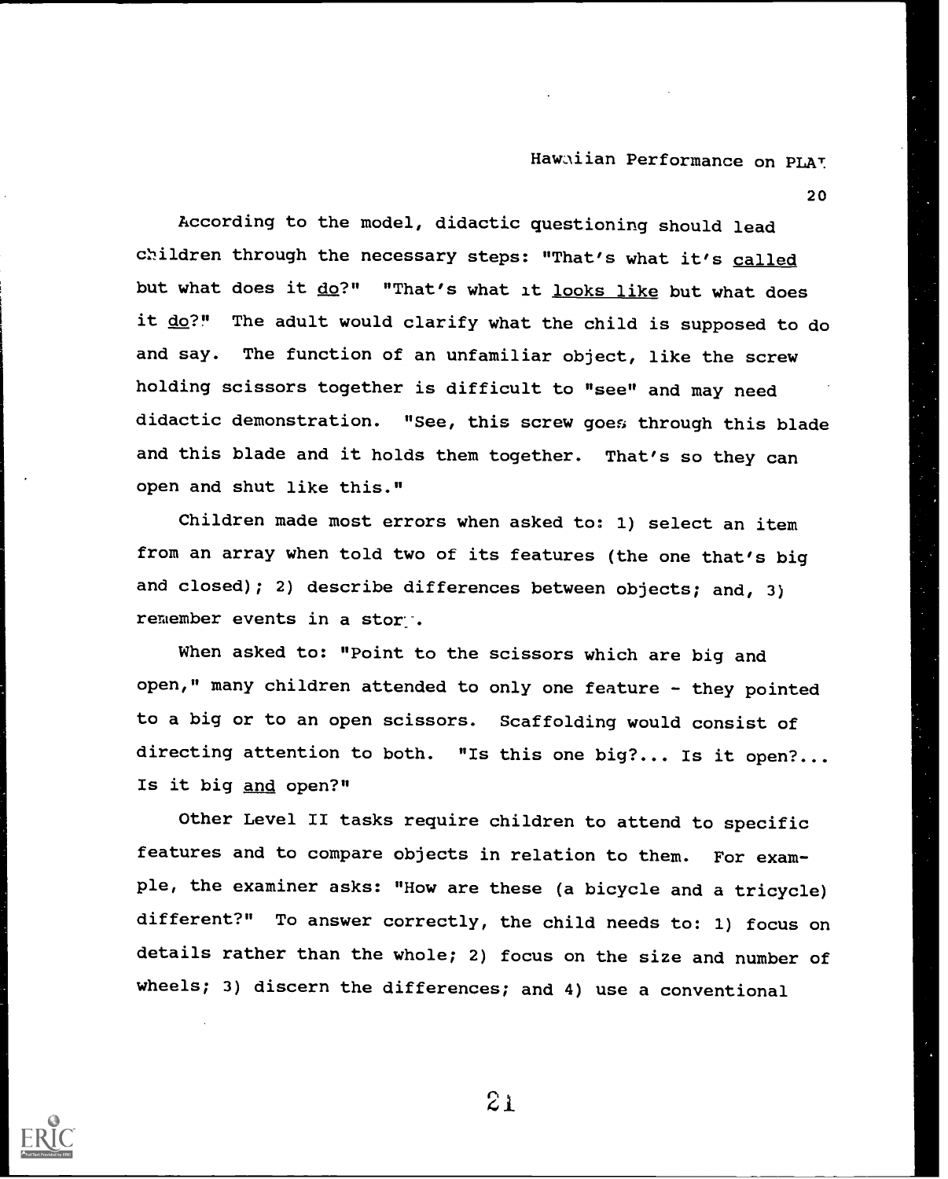According to the model, didactic questioning should lead children through the necessary steps: "That's what it's <u>called</u> but what does it <u>do</u>?" "That's what it <u>looks like</u> but what does it <u>do</u>?" The adult would clarify what the child is supposed to do and say. The function of an unfamiliar object, like the screw holding scissors together is difficult to "see" and may need didactic demonstration. "See, this screw goes through this blade and this blade and it holds them together. That's so they can open and shut like this."

Children made most errors when asked to: 1) select an item from an array when told two of its features (the one that's big and closed); 2) describe differences between objects; and, 3) remember events in a story.

When asked to: "Point to the scissors which are big and open," many children attended to only one feature - they pointed to a big or to an open scissors. Scaffolding would consist of directing attention to both. "Is this one big?... Is it open?... Is it big <u>and</u> open?"

Other Level II tasks require children to attend to specific features and to compare objects in relation to them. For example, the examiner asks: "How are these (a bicycle and a tricycle) different?" To answer correctly, the child needs to: 1) focus on details rather than the whole; 2) focus on the size and number of wheels; 3) discern the differences; and 4) use a conventional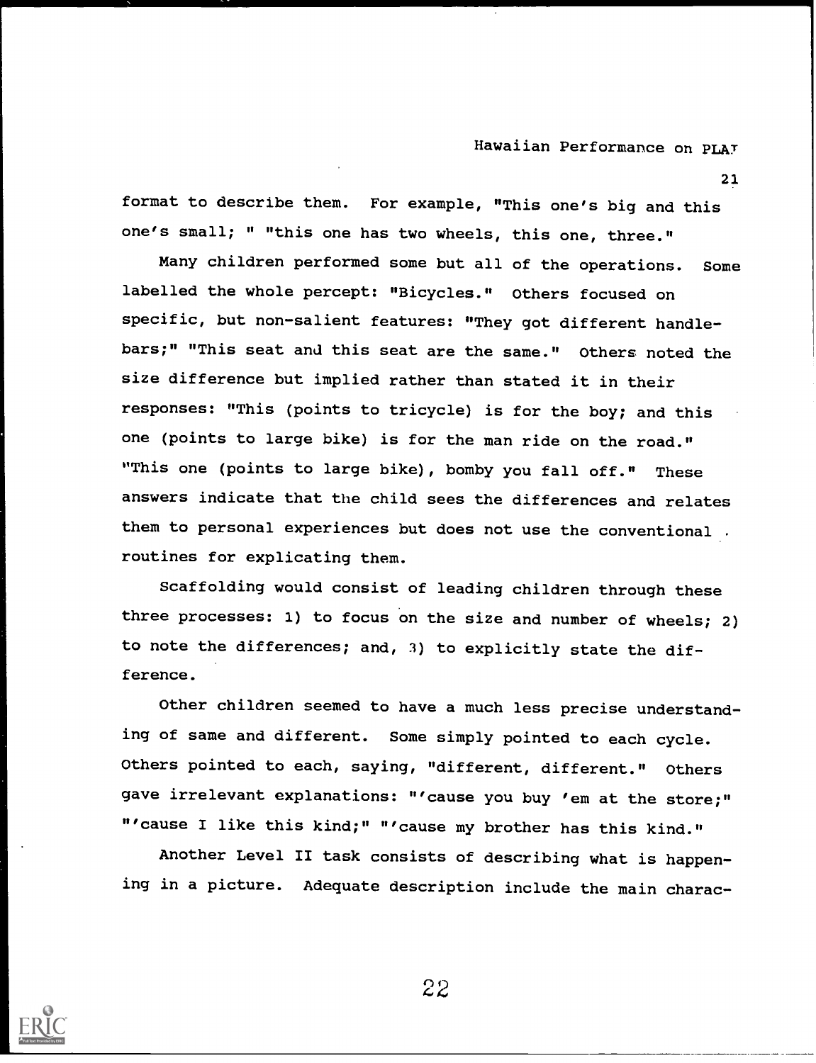format to describe them. For example, "This one's big and this one's small; " "this one has two wheels, this one, three."

Many children performed some but all of the operations. Some labelled the whole percept: "Bicycles." Others focused on specific, but non-salient features: "They got different handle-bars;" "This seat and this seat are the same." Others noted the size difference but implied rather than stated it in their responses: "This (points to tricycle) is for the boy; and this one (points to large bike) is for the man ride on the road." "This one (points to large bike), bomby you fall off." These answers indicate that the child sees the differences and relates them to personal experiences but does not use the conventional routines for explicating them.

Scaffolding would consist of leading children through these three processes: 1) to focus on the size and number of wheels; 2) to note the differences; and, 3) to explicitly state the difference.

Other children seemed to have a much less precise understanding of same and different. Some simply pointed to each cycle. Others pointed to each, saying, "different, different." Others gave irrelevant explanations: "'cause you buy 'em at the store;" "'cause I like this kind;" "'cause my brother has this kind."

Another Level II task consists of describing what is happening in a picture. Adequate description include the main charac-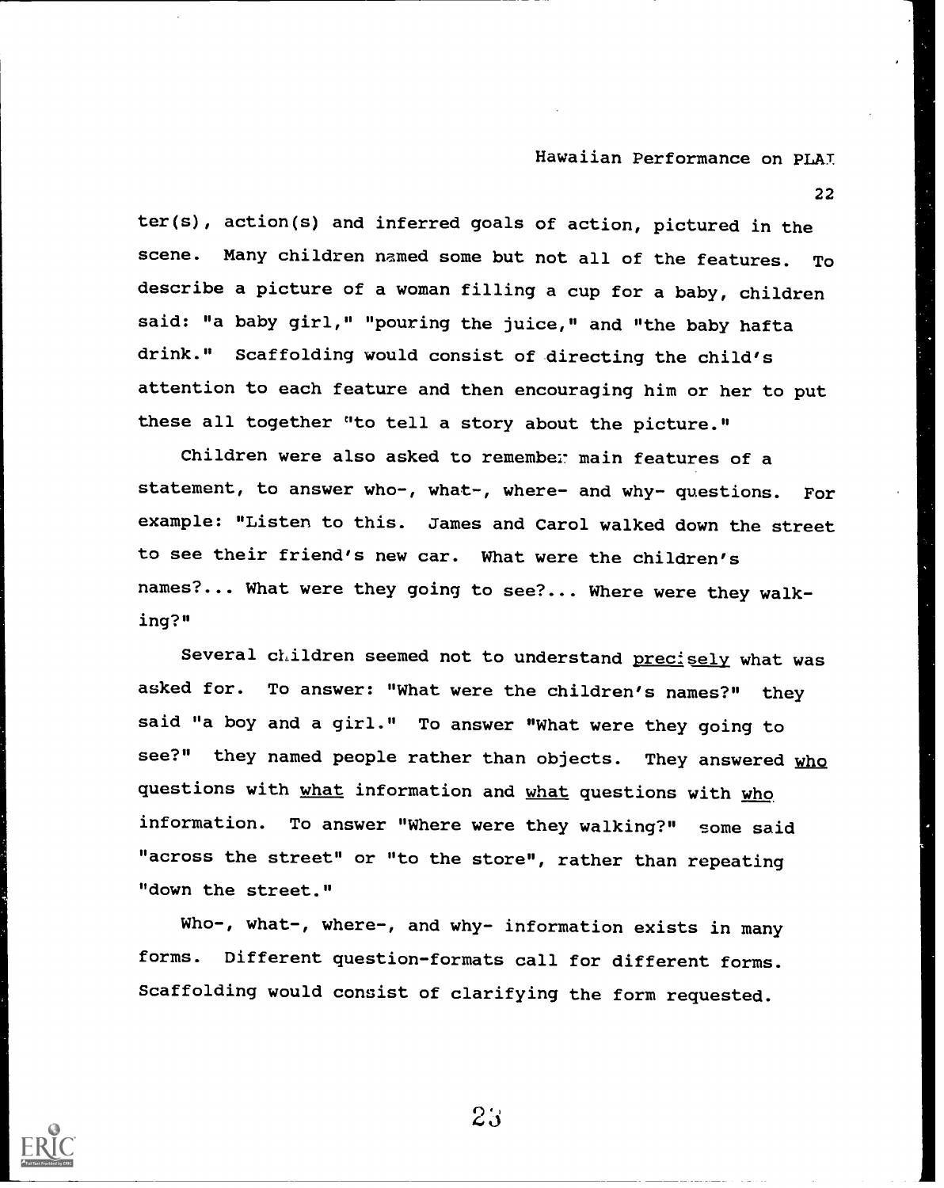ter(s), action(s) and inferred goals of action, pictured in the scene. Many children named some but not all of the features. To describe a picture of a woman filling a cup for a baby, children said: "a baby girl," "pouring the juice," and "the baby hafta drink." Scaffolding would consist of directing the child's attention to each feature and then encouraging him or her to put these all together "to tell a story about the picture."

Children were also asked to remember main features of a statement, to answer who-, what-, where- and why- questions. For example: "Listen to this. James and Carol walked down the street to see their friend's new car. What were the children's names?... What were they going to see?... Where were they walking?"

Several children seemed not to understand _precisely_ what was asked for. To answer: "What were the children's names?" they said "a boy and a girl." To answer "What were they going to see?" they named people rather than objects. They answered _who_ questions with _what_ information and _what_ questions with _who_ information. To answer "Where were they walking?" some said "across the street" or "to the store", rather than repeating "down the street."

Who-, what-, where-, and why- information exists in many forms. Different question-formats call for different forms. Scaffolding would consist of clarifying the form requested.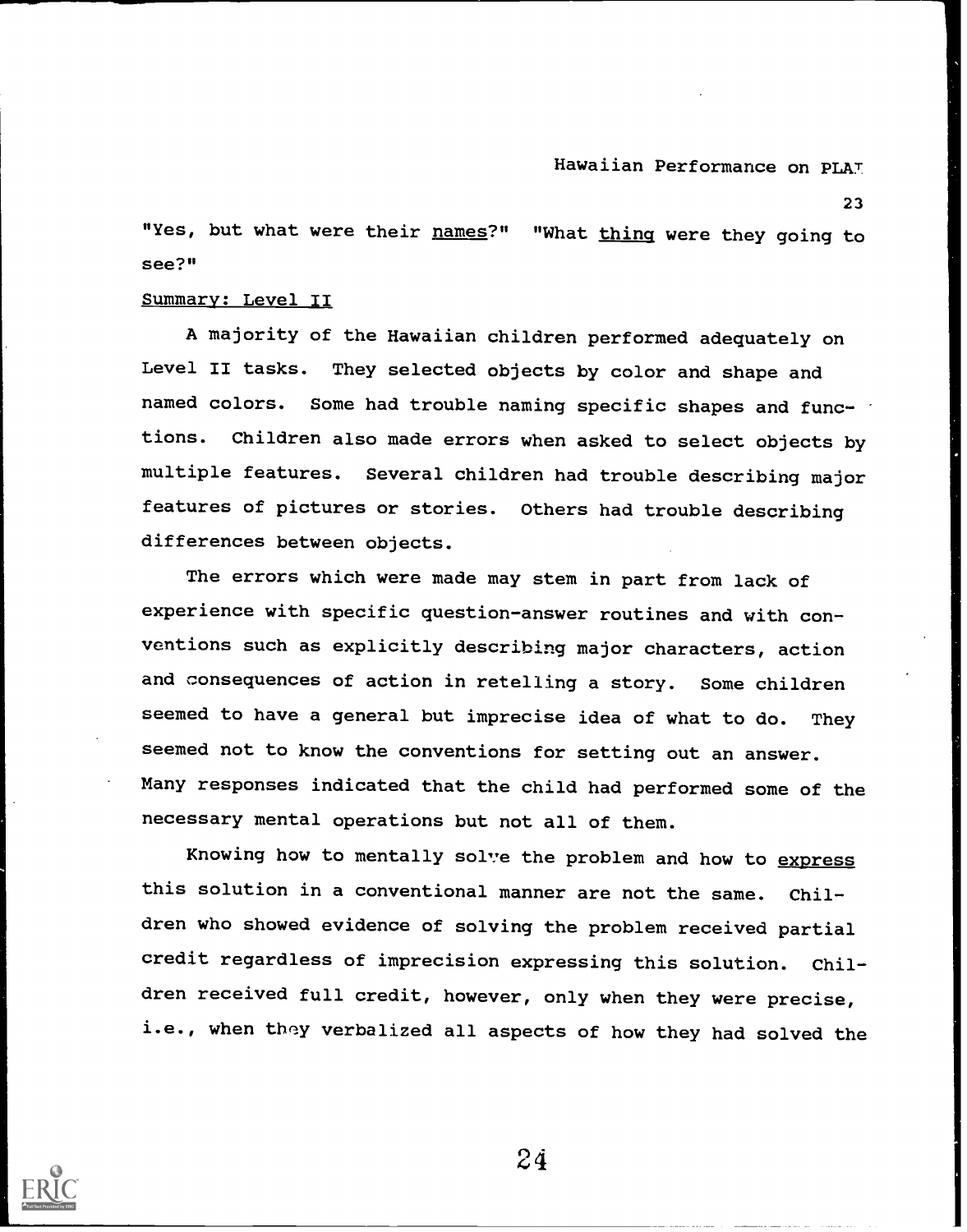"Yes, but what were their <u>names</u>?" "What <u>thing</u> were they going to see?"

<u>Summary: Level II</u>

A majority of the Hawaiian children performed adequately on Level II tasks. They selected objects by color and shape and named colors. Some had trouble naming specific shapes and functions. Children also made errors when asked to select objects by multiple features. Several children had trouble describing major features of pictures or stories. Others had trouble describing differences between objects.

The errors which were made may stem in part from lack of experience with specific question-answer routines and with conventions such as explicitly describing major characters, action and consequences of action in retelling a story. Some children seemed to have a general but imprecise idea of what to do. They seemed not to know the conventions for setting out an answer. Many responses indicated that the child had performed some of the necessary mental operations but not all of them.

Knowing how to mentally solve the problem and how to <u>express</u> this solution in a conventional manner are not the same. Children who showed evidence of solving the problem received partial credit regardless of imprecision expressing this solution. Children received full credit, however, only when they were precise, i.e., when they verbalized all aspects of how they had solved the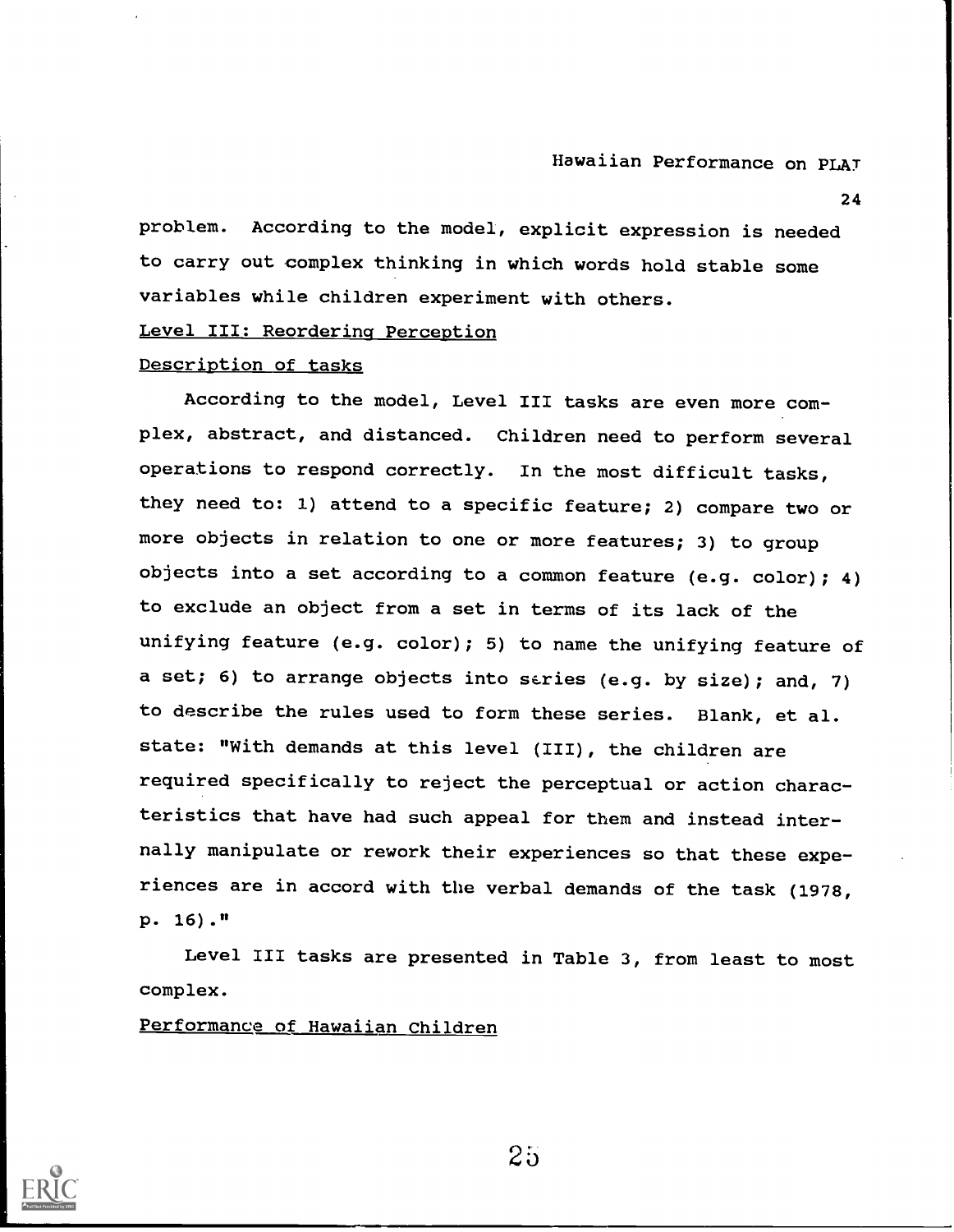problem. According to the model, explicit expression is needed to carry out complex thinking in which words hold stable some variables while children experiment with others.

### Level III: Reordering Perception

#### Description of tasks

According to the model, Level III tasks are even more complex, abstract, and distanced. Children need to perform several operations to respond correctly. In the most difficult tasks, they need to: 1) attend to a specific feature; 2) compare two or more objects in relation to one or more features; 3) to group objects into a set according to a common feature (e.g. color); 4) to exclude an object from a set in terms of its lack of the unifying feature (e.g. color); 5) to name the unifying feature of a set; 6) to arrange objects into series (e.g. by size); and, 7) to describe the rules used to form these series. Blank, et al. state: "With demands at this level (III), the children are required specifically to reject the perceptual or action characteristics that have had such appeal for them and instead internally manipulate or rework their experiences so that these experiences are in accord with the verbal demands of the task (1978, p. 16)."

Level III tasks are presented in Table 3, from least to most complex.

#### Performance of Hawaiian Children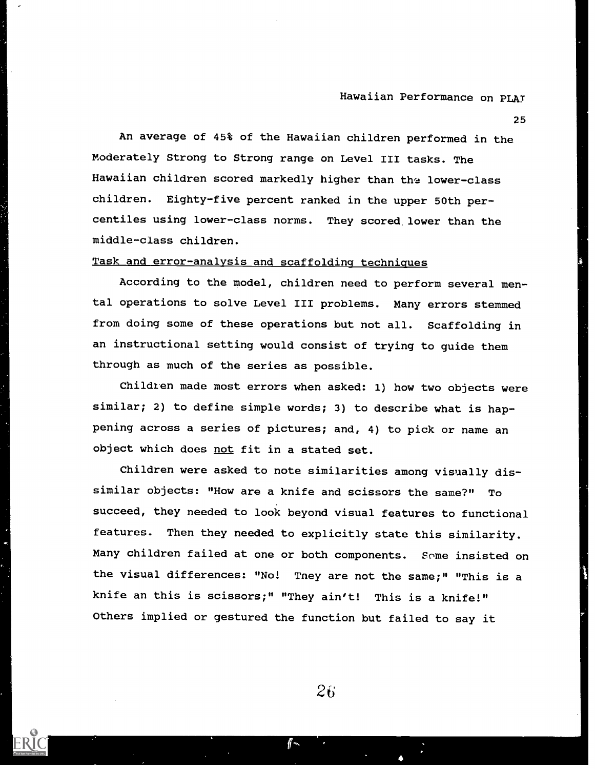An average of 45% of the Hawaiian children performed in the Moderately Strong to Strong range on Level III tasks. The Hawaiian children scored markedly higher than the lower-class children. Eighty-five percent ranked in the upper 50th percentiles using lower-class norms. They scored lower than the middle-class children.

Task and error-analysis and scaffolding techniques

According to the model, children need to perform several mental operations to solve Level III problems. Many errors stemmed from doing some of these operations but not all. Scaffolding in an instructional setting would consist of trying to guide them through as much of the series as possible.

Children made most errors when asked: 1) how two objects were similar; 2) to define simple words; 3) to describe what is happening across a series of pictures; and, 4) to pick or name an object which does not fit in a stated set.

Children were asked to note similarities among visually dissimilar objects: "How are a knife and scissors the same?" To succeed, they needed to look beyond visual features to functional features. Then they needed to explicitly state this similarity. Many children failed at one or both components. Some insisted on the visual differences: "No! They are not the same;" "This is a knife an this is scissors;" "They ain't! This is a knife!" Others implied or gestured the function but failed to say it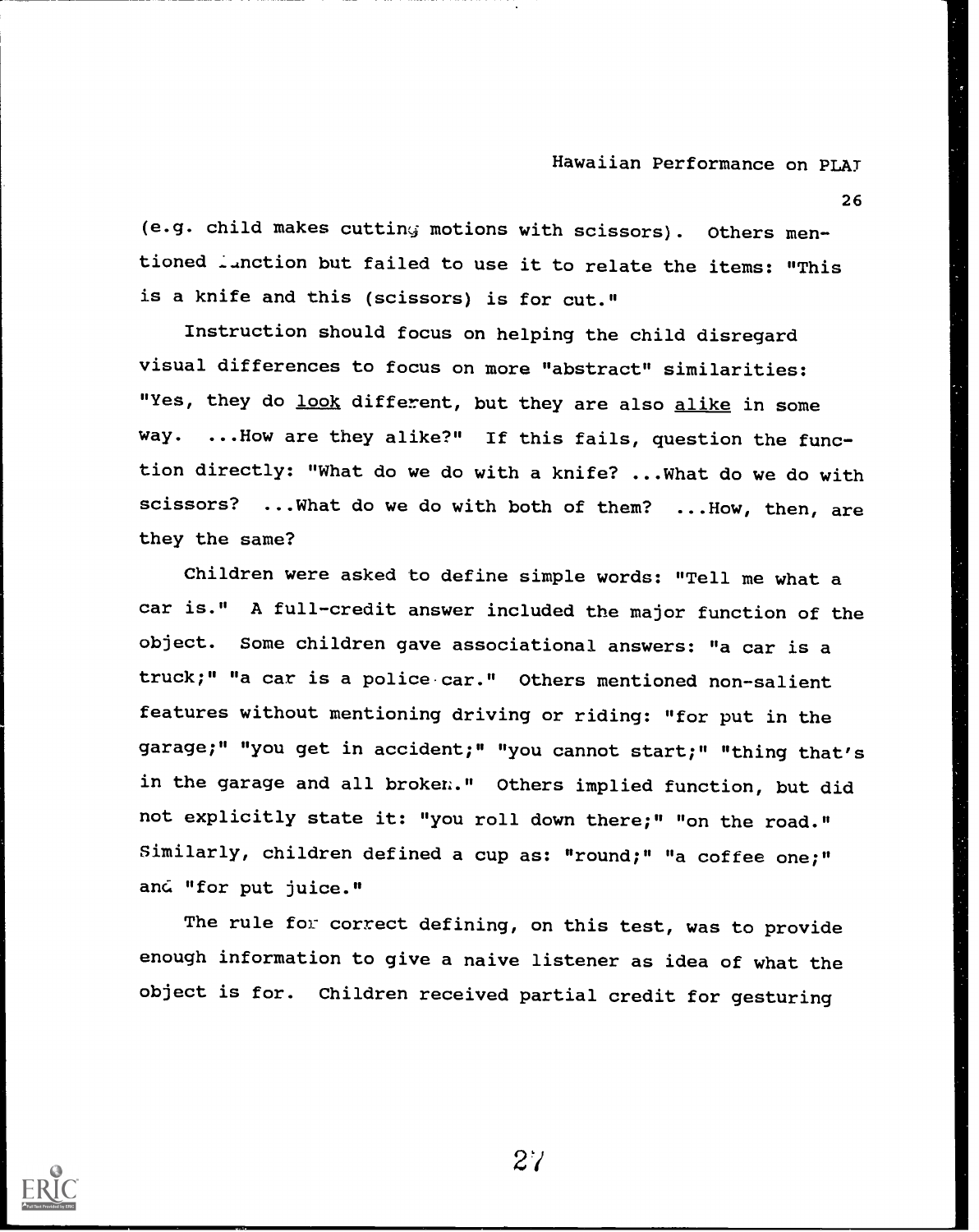(e.g. child makes cutting motions with scissors). Others mentioned function but failed to use it to relate the items: "This is a knife and this (scissors) is for cut."

Instruction should focus on helping the child disregard visual differences to focus on more "abstract" similarities: "Yes, they do *look* different, but they are also *alike* in some way. ...How are they alike?" If this fails, question the function directly: "What do we do with a knife? ...What do we do with scissors? ...What do we do with both of them? ...How, then, are they the same?

Children were asked to define simple words: "Tell me what a car is." A full-credit answer included the major function of the object. Some children gave associational answers: "a car is a truck;" "a car is a police car." Others mentioned non-salient features without mentioning driving or riding: "for put in the garage;" "you get in accident;" "you cannot start;" "thing that's in the garage and all broken." Others implied function, but did not explicitly state it: "you roll down there;" "on the road." Similarly, children defined a cup as: "round;" "a coffee one;" and "for put juice."

The rule for correct defining, on this test, was to provide enough information to give a naive listener as idea of what the object is for. Children received partial credit for gesturing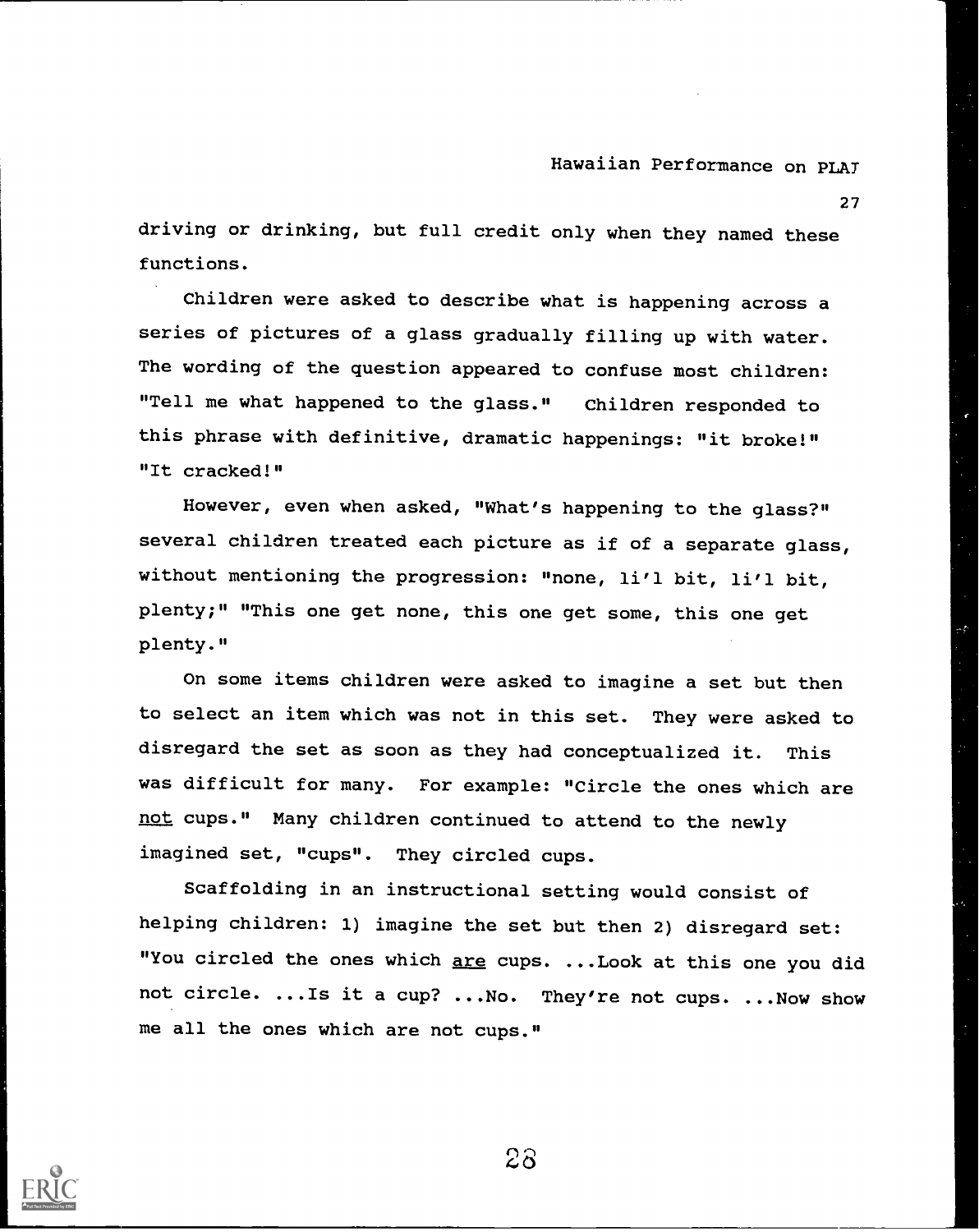driving or drinking, but full credit only when they named these functions.

Children were asked to describe what is happening across a series of pictures of a glass gradually filling up with water. The wording of the question appeared to confuse most children: "Tell me what happened to the glass." Children responded to this phrase with definitive, dramatic happenings: "it broke!" "It cracked!"

However, even when asked, "What's happening to the glass?" several children treated each picture as if of a separate glass, without mentioning the progression: "none, li'l bit, li'l bit, plenty;" "This one get none, this one get some, this one get plenty."

On some items children were asked to imagine a set but then to select an item which was not in this set. They were asked to disregard the set as soon as they had conceptualized it. This was difficult for many. For example: "Circle the ones which are <u>not</u> cups." Many children continued to attend to the newly imagined set, "cups". They circled cups.

Scaffolding in an instructional setting would consist of helping children: 1) imagine the set but then 2) disregard set: "You circled the ones which <u>are</u> cups. ...Look at this one you did not circle. ...Is it a cup? ...No. They're not cups. ...Now show me all the ones which are not cups."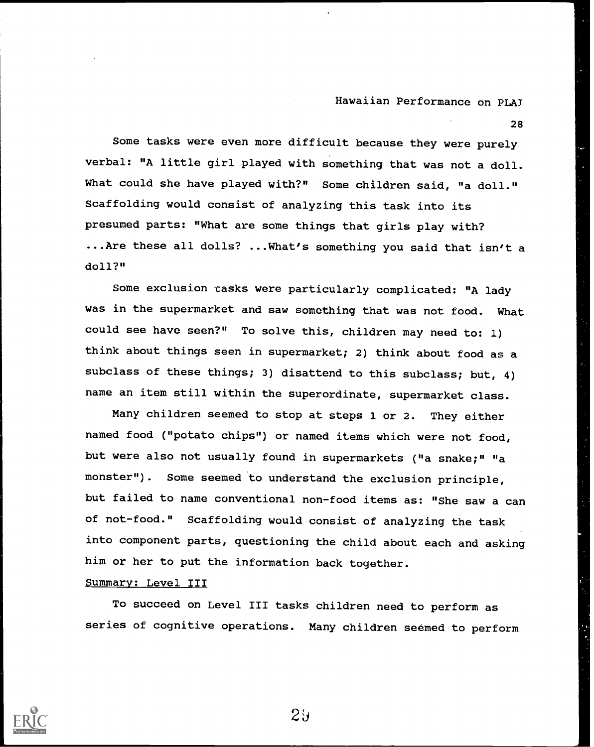Some tasks were even more difficult because they were purely verbal: "A little girl played with something that was not a doll. What could she have played with?" Some children said, "a doll." Scaffolding would consist of analyzing this task into its presumed parts: "What are some things that girls play with? ...Are these all dolls? ...What's something you said that isn't a doll?"

Some exclusion tasks were particularly complicated: "A lady was in the supermarket and saw something that was not food. What could see have seen?" To solve this, children may need to: 1) think about things seen in supermarket; 2) think about food as a subclass of these things; 3) disattend to this subclass; but, 4) name an item still within the superordinate, supermarket class.

Many children seemed to stop at steps 1 or 2. They either named food ("potato chips") or named items which were not food, but were also not usually found in supermarkets ("a snake;" "a monster"). Some seemed to understand the exclusion principle, but failed to name conventional non-food items as: "She saw a can of not-food." Scaffolding would consist of analyzing the task into component parts, questioning the child about each and asking him or her to put the information back together.

Summary: Level III

To succeed on Level III tasks children need to perform as series of cognitive operations. Many children seemed to perform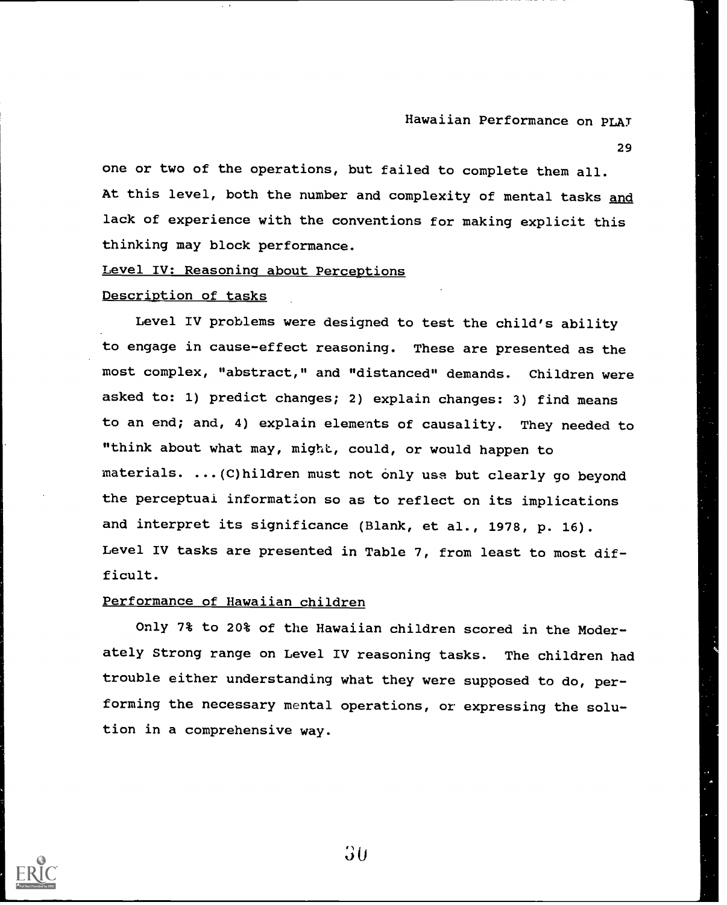one or two of the operations, but failed to complete them all. At this level, both the number and complexity of mental tasks <u>and</u> lack of experience with the conventions for making explicit this thinking may block performance.

### Level IV: Reasoning about Perceptions

#### Description of tasks

Level IV problems were designed to test the child's ability to engage in cause-effect reasoning. These are presented as the most complex, "abstract," and "distanced" demands. Children were asked to: 1) predict changes; 2) explain changes: 3) find means to an end; and, 4) explain elements of causality. They needed to "think about what may, might, could, or would happen to materials. ...(C)hildren must not only use but clearly go beyond the perceptual information so as to reflect on its implications and interpret its significance (Blank, et al., 1978, p. 16). Level IV tasks are presented in Table 7, from least to most difficult.

#### Performance of Hawaiian children

Only 7% to 20% of the Hawaiian children scored in the Moderately Strong range on Level IV reasoning tasks. The children had trouble either understanding what they were supposed to do, performing the necessary mental operations, or expressing the solution in a comprehensive way.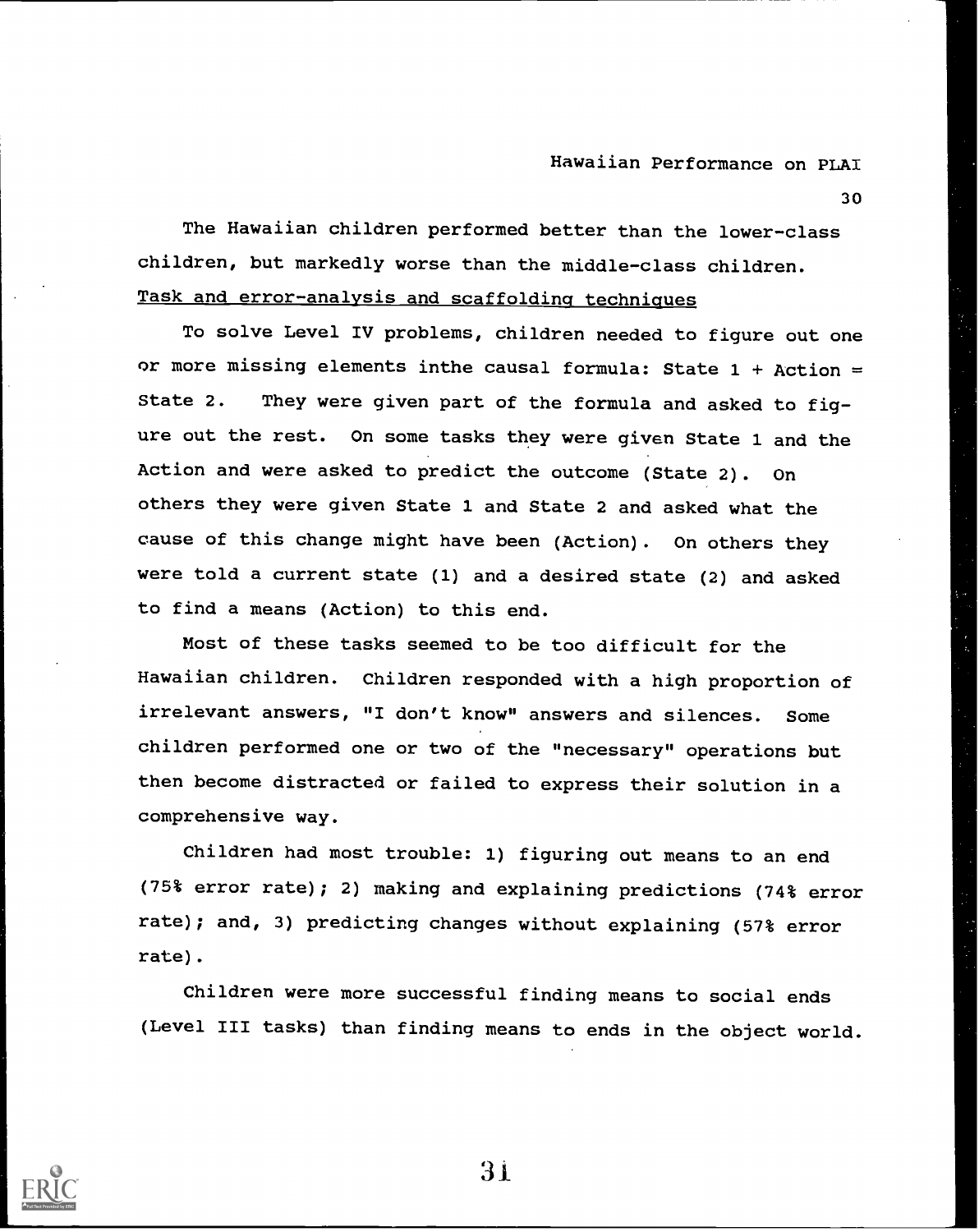The Hawaiian children performed better than the lower-class children, but markedly worse than the middle-class children.

Task and error-analysis and scaffolding techniques

To solve Level IV problems, children needed to figure out one or more missing elements inthe causal formula: State 1 + Action = State 2. They were given part of the formula and asked to figure out the rest. On some tasks they were given State 1 and the Action and were asked to predict the outcome (State 2). On others they were given State 1 and State 2 and asked what the cause of this change might have been (Action). On others they were told a current state (1) and a desired state (2) and asked to find a means (Action) to this end.

Most of these tasks seemed to be too difficult for the Hawaiian children. Children responded with a high proportion of irrelevant answers, "I don't know" answers and silences. Some children performed one or two of the "necessary" operations but then become distracted or failed to express their solution in a comprehensive way.

Children had most trouble: 1) figuring out means to an end (75% error rate); 2) making and explaining predictions (74% error rate); and, 3) predicting changes without explaining (57% error rate).

Children were more successful finding means to social ends (Level III tasks) than finding means to ends in the object world.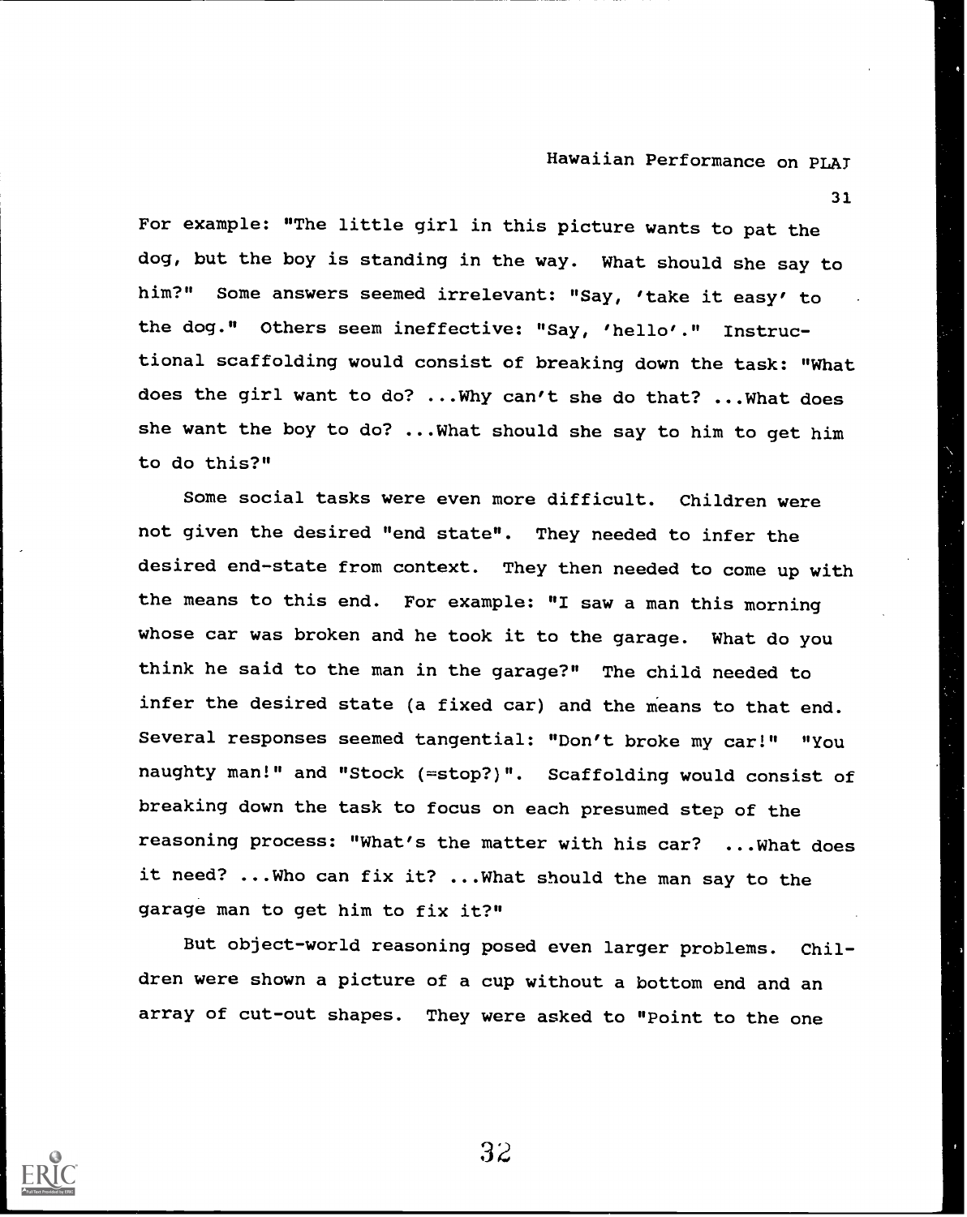For example: "The little girl in this picture wants to pat the dog, but the boy is standing in the way. What should she say to him?" Some answers seemed irrelevant: "Say, 'take it easy' to the dog." Others seem ineffective: "Say, 'hello'." Instructional scaffolding would consist of breaking down the task: "What does the girl want to do? ...Why can't she do that? ...What does she want the boy to do? ...What should she say to him to get him to do this?"

Some social tasks were even more difficult. Children were not given the desired "end state". They needed to infer the desired end-state from context. They then needed to come up with the means to this end. For example: "I saw a man this morning whose car was broken and he took it to the garage. What do you think he said to the man in the garage?" The child needed to infer the desired state (a fixed car) and the means to that end. Several responses seemed tangential: "Don't broke my car!" "You naughty man!" and "Stock (=stop?)". Scaffolding would consist of breaking down the task to focus on each presumed step of the reasoning process: "What's the matter with his car? ...What does it need? ...Who can fix it? ...What should the man say to the garage man to get him to fix it?"

But object-world reasoning posed even larger problems. Children were shown a picture of a cup without a bottom end and an array of cut-out shapes. They were asked to "Point to the one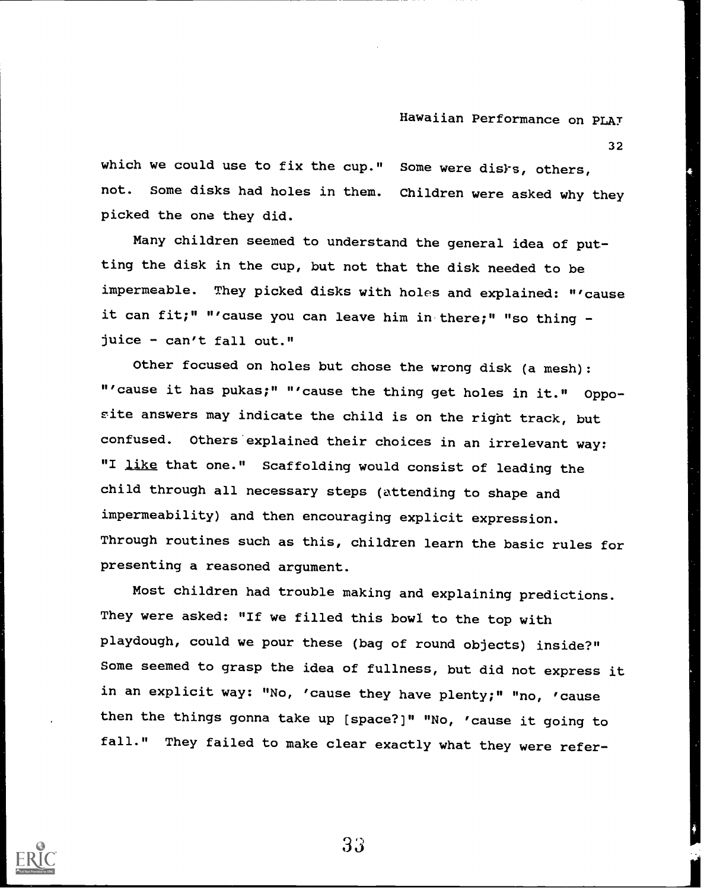which we could use to fix the cup." Some were disks, others, not. Some disks had holes in them. Children were asked why they picked the one they did.

Many children seemed to understand the general idea of putting the disk in the cup, but not that the disk needed to be impermeable. They picked disks with holes and explained: "'cause it can fit;" "'cause you can leave him in there;" "so thing - juice - can't fall out."

Other focused on holes but chose the wrong disk (a mesh): "'cause it has pukas;" "'cause the thing get holes in it." Opposite answers may indicate the child is on the right track, but confused. Others explained their choices in an irrelevant way: "I <u>like</u> that one." Scaffolding would consist of leading the child through all necessary steps (attending to shape and impermeability) and then encouraging explicit expression. Through routines such as this, children learn the basic rules for presenting a reasoned argument.

Most children had trouble making and explaining predictions. They were asked: "If we filled this bowl to the top with playdough, could we pour these (bag of round objects) inside?" Some seemed to grasp the idea of fullness, but did not express it in an explicit way: "No, 'cause they have plenty;" "no, 'cause then the things gonna take up [space?]" "No, 'cause it going to fall." They failed to make clear exactly what they were refer-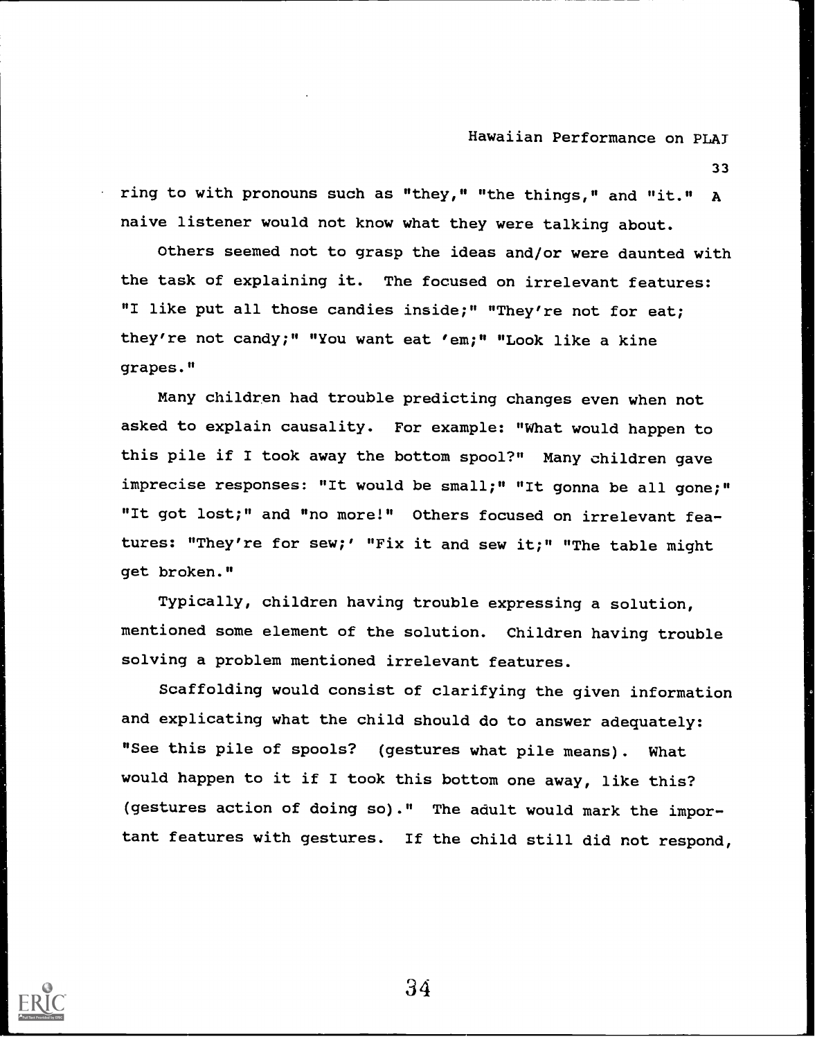ring to with pronouns such as "they," "the things," and "it." A naive listener would not know what they were talking about.

Others seemed not to grasp the ideas and/or were daunted with the task of explaining it. The focused on irrelevant features: "I like put all those candies inside;" "They're not for eat; they're not candy;" "You want eat 'em;" "Look like a kine grapes."

Many children had trouble predicting changes even when not asked to explain causality. For example: "What would happen to this pile if I took away the bottom spool?" Many children gave imprecise responses: "It would be small;" "It gonna be all gone;" "It got lost;" and "no more!" Others focused on irrelevant features: "They're for sew;' "Fix it and sew it;" "The table might get broken."

Typically, children having trouble expressing a solution, mentioned some element of the solution. Children having trouble solving a problem mentioned irrelevant features.

Scaffolding would consist of clarifying the given information and explicating what the child should do to answer adequately: "See this pile of spools? (gestures what pile means). What would happen to it if I took this bottom one away, like this? (gestures action of doing so)." The adult would mark the important features with gestures. If the child still did not respond,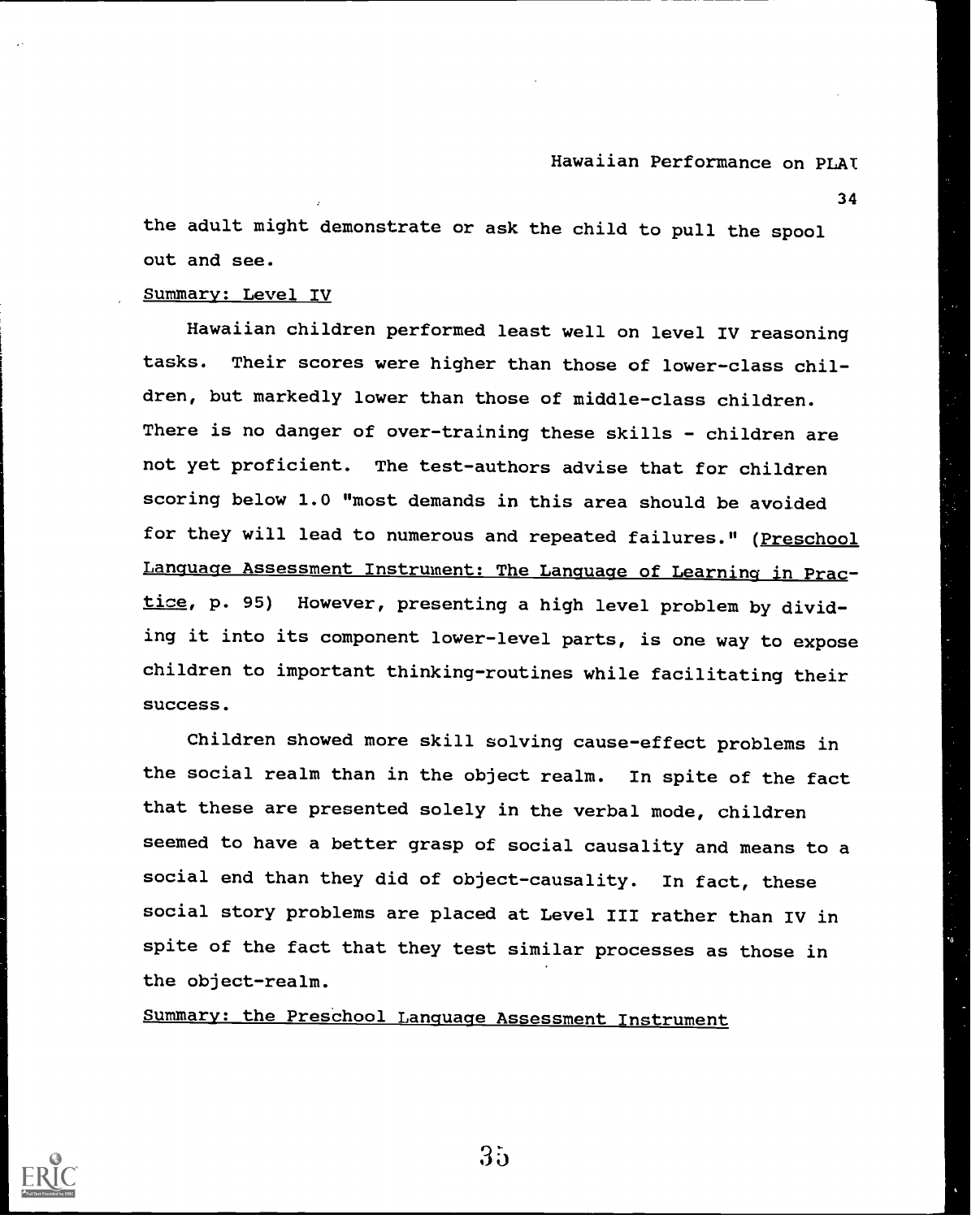the adult might demonstrate or ask the child to pull the spool out and see.

## Summary: Level IV

Hawaiian children performed least well on level IV reasoning tasks. Their scores were higher than those of lower-class children, but markedly lower than those of middle-class children. There is no danger of over-training these skills - children are not yet proficient. The test-authors advise that for children scoring below 1.0 "most demands in this area should be avoided for they will lead to numerous and repeated failures." (*Preschool Language Assessment Instrument: The Language of Learning in Practice*, p. 95) However, presenting a high level problem by dividing it into its component lower-level parts, is one way to expose children to important thinking-routines while facilitating their success.

Children showed more skill solving cause-effect problems in the social realm than in the object realm. In spite of the fact that these are presented solely in the verbal mode, children seemed to have a better grasp of social causality and means to a social end than they did of object-causality. In fact, these social story problems are placed at Level III rather than IV in spite of the fact that they test similar processes as those in the object-realm.

## Summary: the Preschool Language Assessment Instrument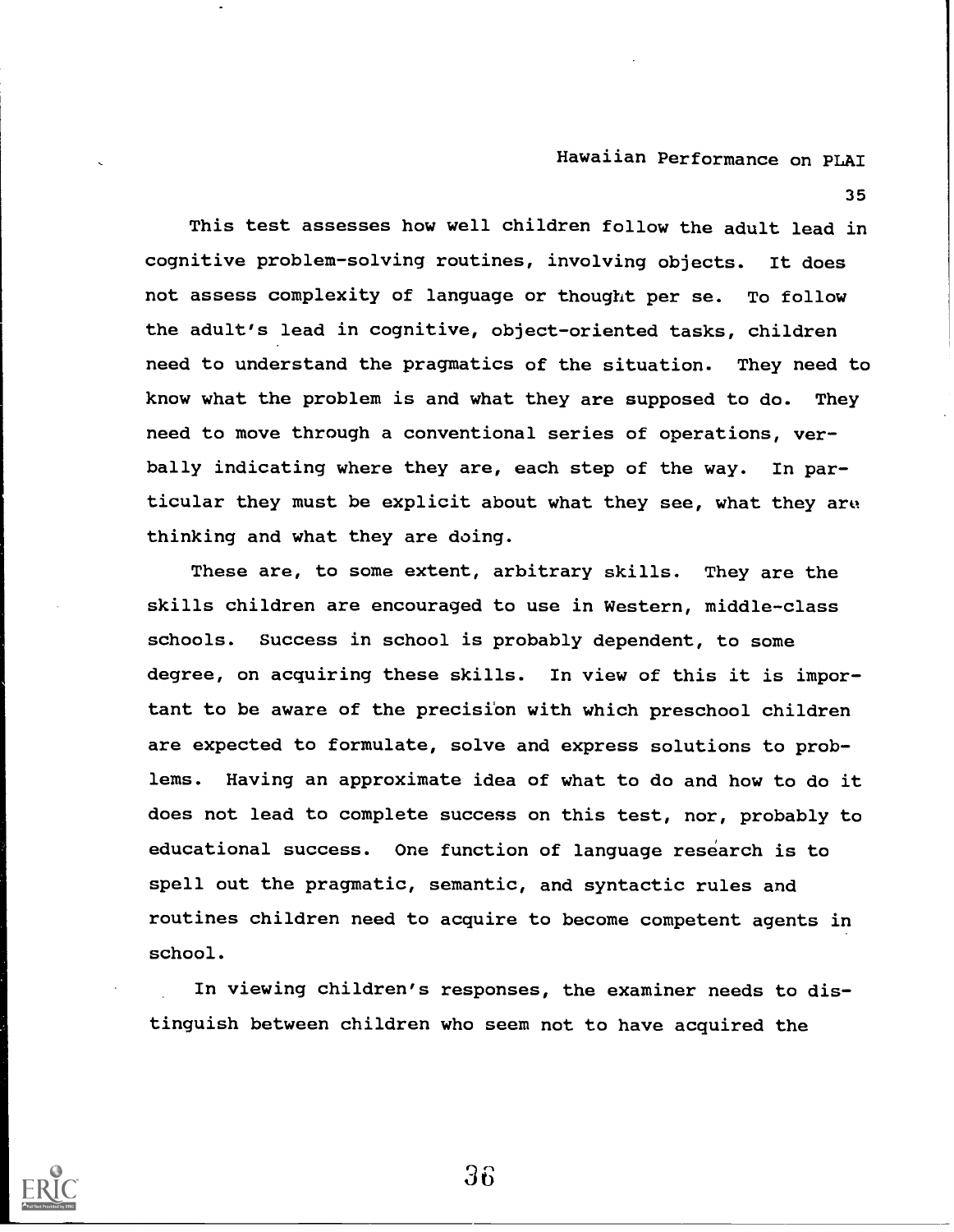This test assesses how well children follow the adult lead in cognitive problem-solving routines, involving objects. It does not assess complexity of language or thought per se. To follow the adult's lead in cognitive, object-oriented tasks, children need to understand the pragmatics of the situation. They need to know what the problem is and what they are supposed to do. They need to move through a conventional series of operations, verbally indicating where they are, each step of the way. In particular they must be explicit about what they see, what they are thinking and what they are doing.

These are, to some extent, arbitrary skills. They are the skills children are encouraged to use in Western, middle-class schools. Success in school is probably dependent, to some degree, on acquiring these skills. In view of this it is important to be aware of the precision with which preschool children are expected to formulate, solve and express solutions to problems. Having an approximate idea of what to do and how to do it does not lead to complete success on this test, nor, probably to educational success. One function of language research is to spell out the pragmatic, semantic, and syntactic rules and routines children need to acquire to become competent agents in school.

In viewing children's responses, the examiner needs to distinguish between children who seem not to have acquired the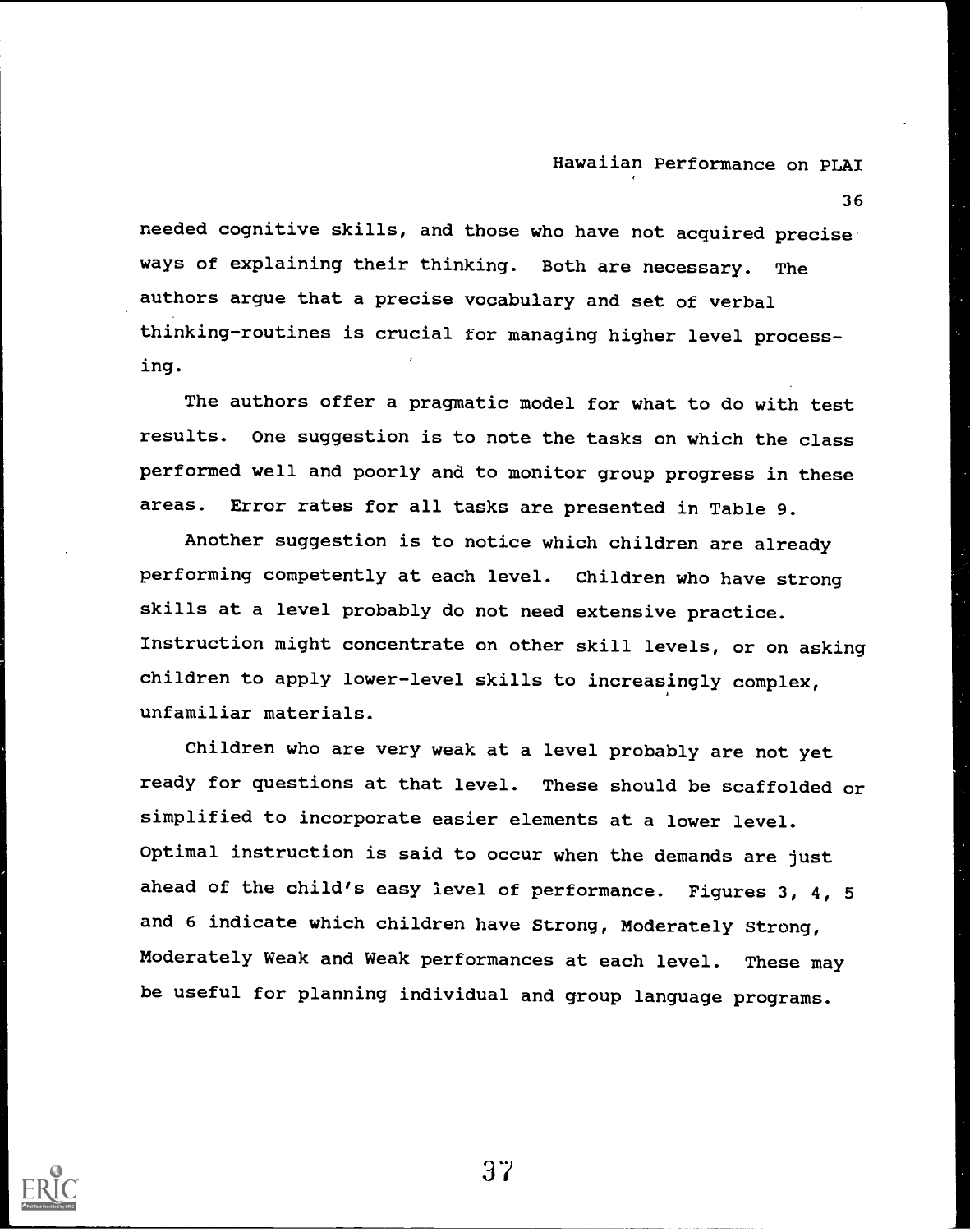needed cognitive skills, and those who have not acquired precise ways of explaining their thinking. Both are necessary. The authors argue that a precise vocabulary and set of verbal thinking-routines is crucial for managing higher level processing.

The authors offer a pragmatic model for what to do with test results. One suggestion is to note the tasks on which the class performed well and poorly and to monitor group progress in these areas. Error rates for all tasks are presented in Table 9.

Another suggestion is to notice which children are already performing competently at each level. Children who have strong skills at a level probably do not need extensive practice. Instruction might concentrate on other skill levels, or on asking children to apply lower-level skills to increasingly complex, unfamiliar materials.

Children who are very weak at a level probably are not yet ready for questions at that level. These should be scaffolded or simplified to incorporate easier elements at a lower level. Optimal instruction is said to occur when the demands are just ahead of the child's easy level of performance. Figures 3, 4, 5 and 6 indicate which children have Strong, Moderately Strong, Moderately Weak and Weak performances at each level. These may be useful for planning individual and group language programs.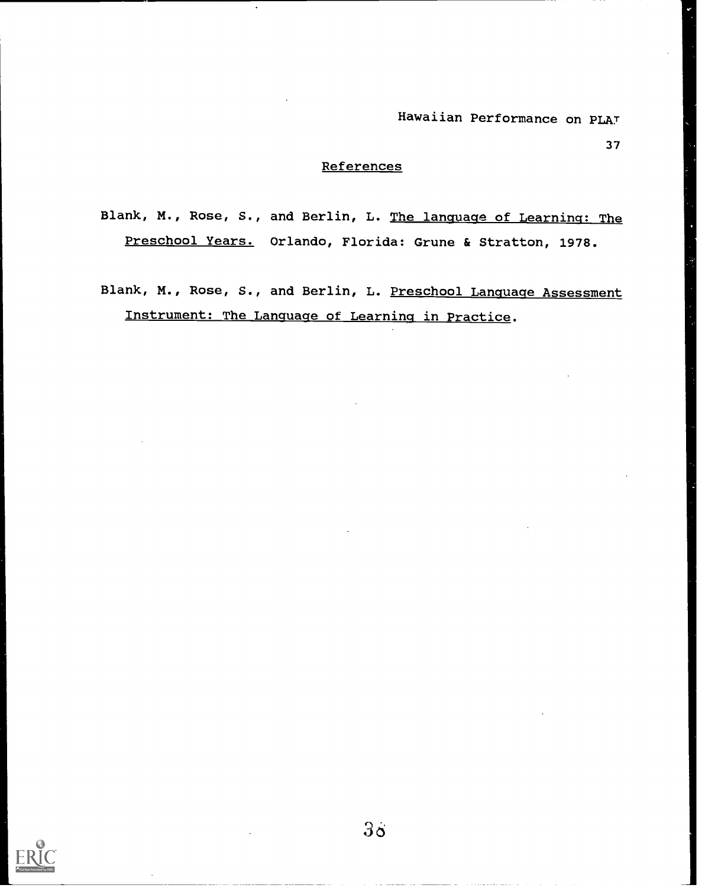## References

Blank, M., Rose, S., and Berlin, L. The language of Learning: The Preschool Years. Orlando, Florida: Grune & Stratton, 1978.

Blank, M., Rose, S., and Berlin, L. Preschool Language Assessment Instrument: The Language of Learning in Practice.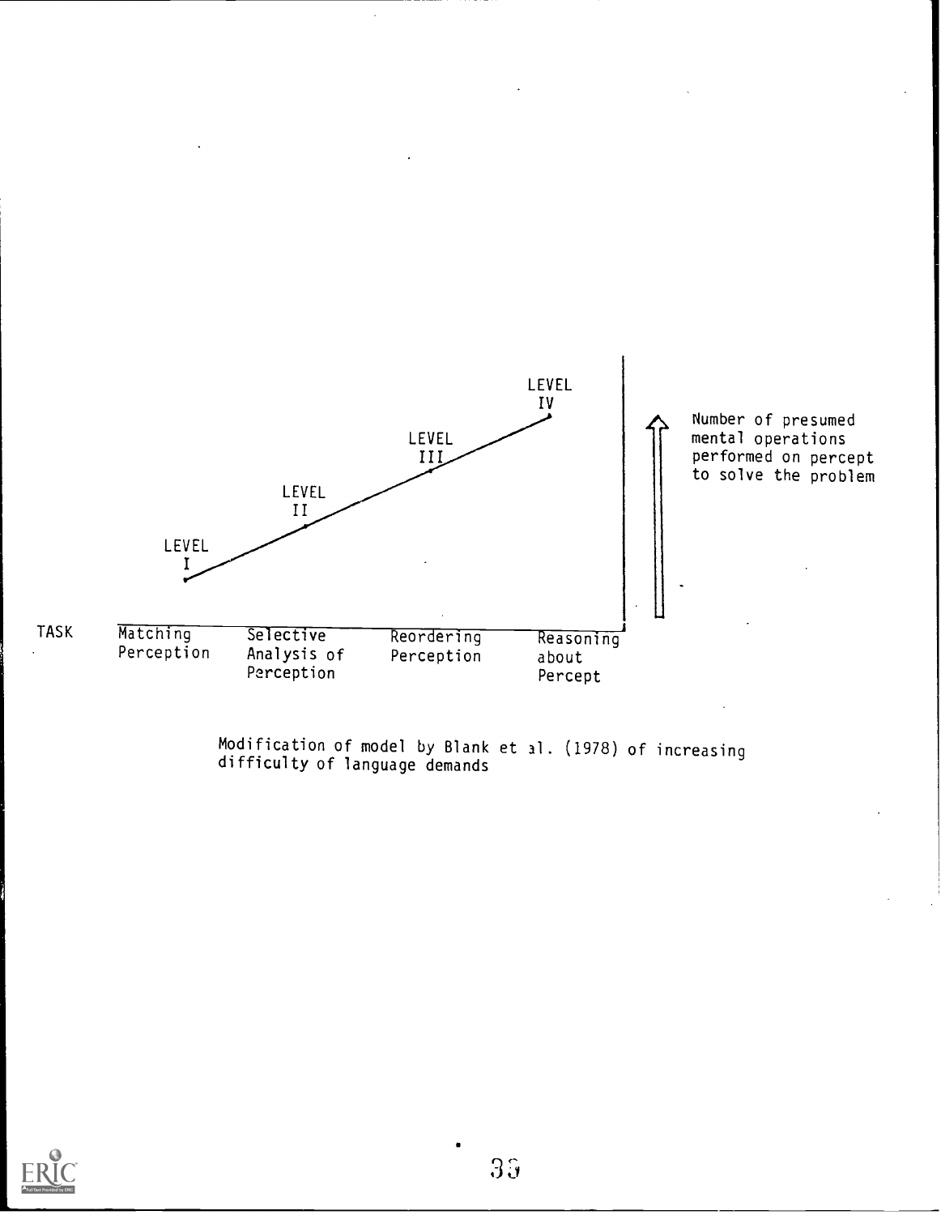LEVEL IV

LEVEL III

LEVEL II

LEVEL I

Number of presumed mental operations performed on percept to solve the problem

| TASK | Matching Perception | Selective Analysis of Perception | Reordering Perception | Reasoning about Percept |
| --- | --- | --- | --- | --- |

Modification of model by Blank et al. (1978) of increasing difficulty of language demands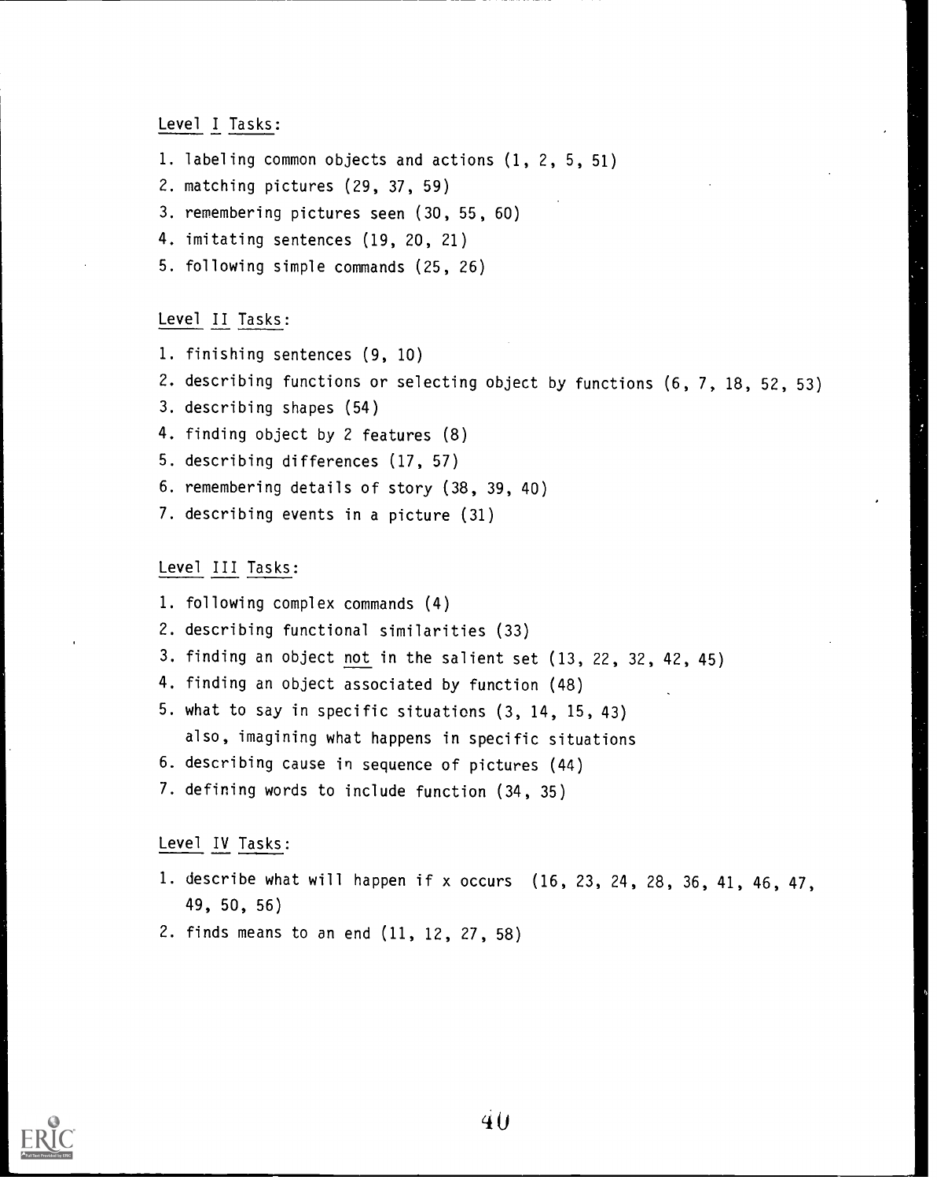Level I Tasks:

1. labeling common objects and actions (1, 2, 5, 51)
2. matching pictures (29, 37, 59)
3. remembering pictures seen (30, 55, 60)
4. imitating sentences (19, 20, 21)
5. following simple commands (25, 26)

Level II Tasks:

1. finishing sentences (9, 10)
2. describing functions or selecting object by functions (6, 7, 18, 52, 53)
3. describing shapes (54)
4. finding object by 2 features (8)
5. describing differences (17, 57)
6. remembering details of story (38, 39, 40)
7. describing events in a picture (31)

Level III Tasks:

1. following complex commands (4)
2. describing functional similarities (33)
3. finding an object not in the salient set (13, 22, 32, 42, 45)
4. finding an object associated by function (48)
5. what to say in specific situations (3, 14, 15, 43) also, imagining what happens in specific situations
6. describing cause in sequence of pictures (44)
7. defining words to include function (34, 35)

Level IV Tasks:

1. describe what will happen if x occurs (16, 23, 24, 28, 36, 41, 46, 47, 49, 50, 56)
2. finds means to an end (11, 12, 27, 58)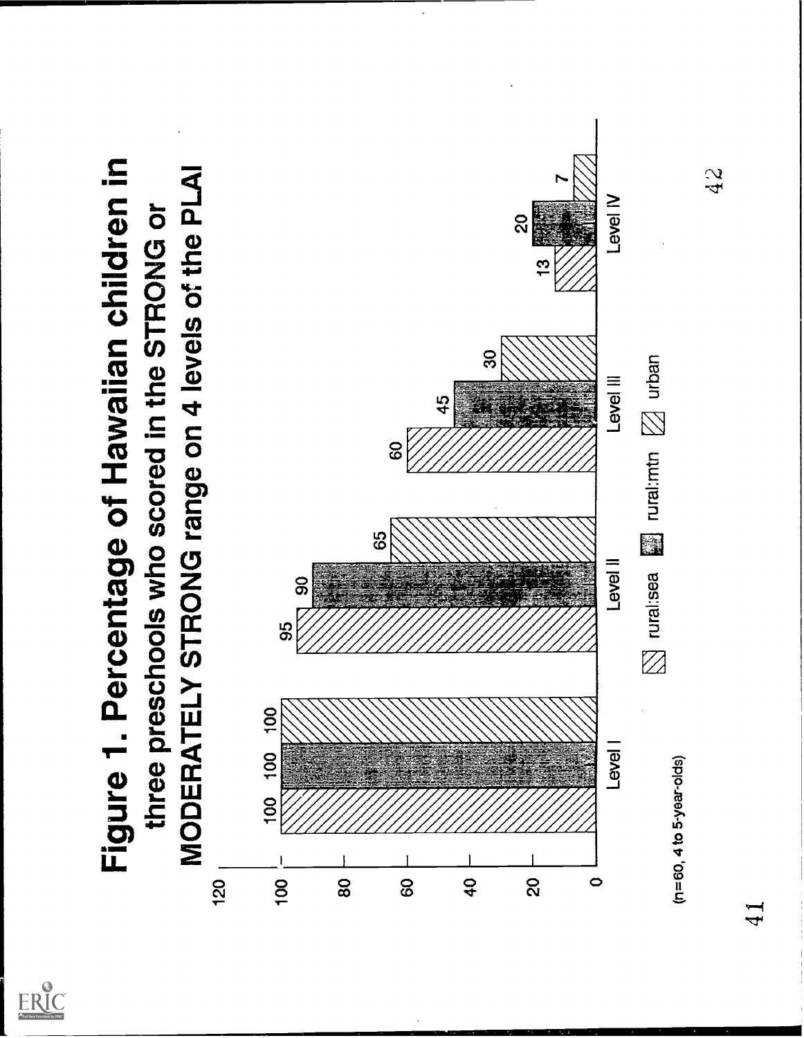# Figure 1. Percentage of Hawaiian children in three preschools who scored in the STRONG or MODERATELY STRONG range on 4 levels of the PLAI

| | rural:sea | rural:mtn | urban |
|---|---|---|---|
| Level I | 100 | 100 | 100 |
| Level II | 95 | 90 | 65 |
| Level III | 60 | 45 | 30 |
| Level IV | 13 | 20 | 7 |

(n=60, 4 to 5-year-olds)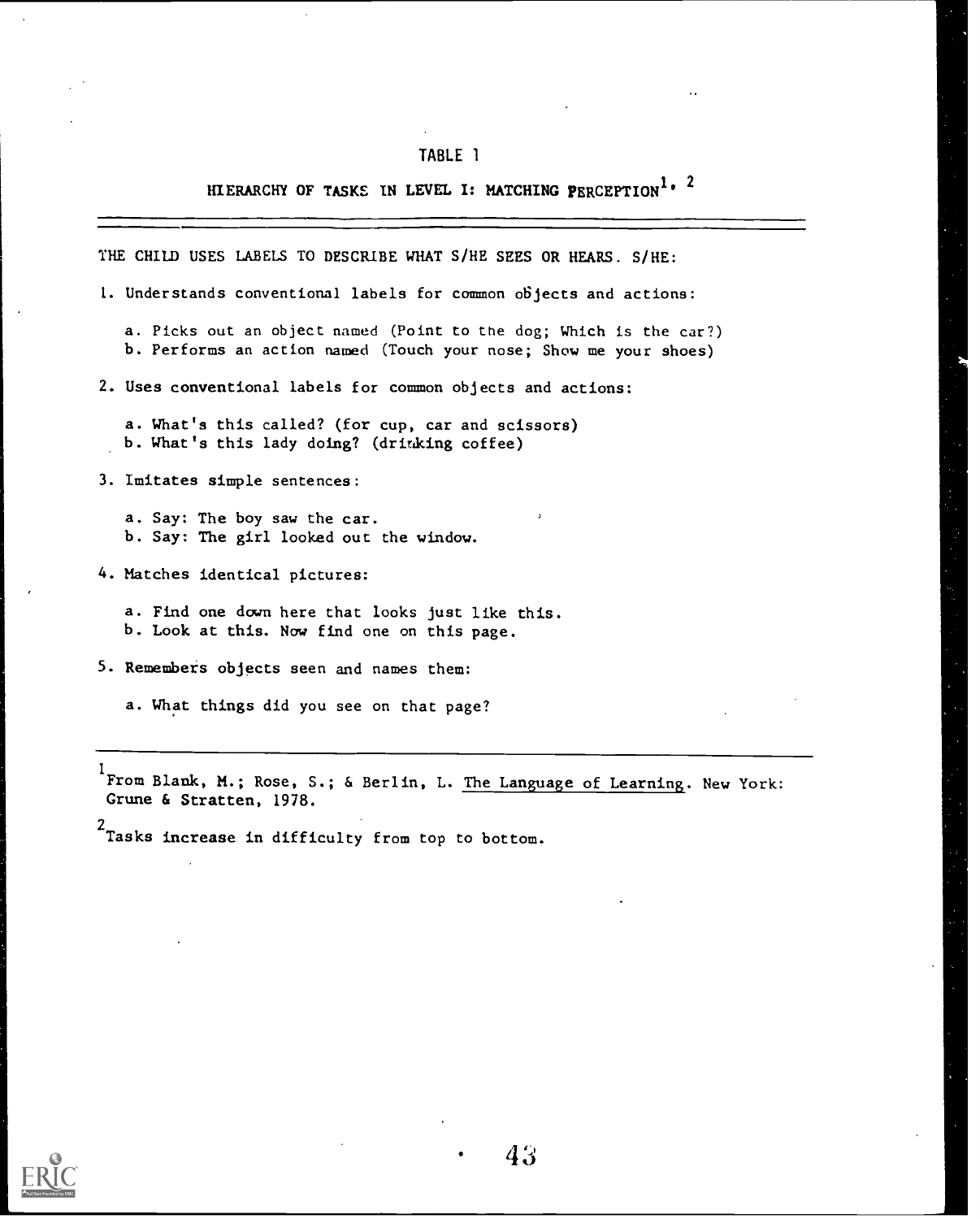# TABLE 1

## HIERARCHY OF TASKS IN LEVEL I: MATCHING PERCEPTION[1, 2]

THE CHILD USES LABELS TO DESCRIBE WHAT S/HE SEES OR HEARS. S/HE:

1. Understands conventional labels for common objects and actions:

   a. Picks out an object named (Point to the dog; Which is the car?)
   b. Performs an action named (Touch your nose; Show me your shoes)

2. Uses conventional labels for common objects and actions:

   a. What's this called? (for cup, car and scissors)
   b. What's this lady doing? (drinking coffee)

3. Imitates simple sentences:

   a. Say: The boy saw the car.
   b. Say: The girl looked out the window.

4. Matches identical pictures:

   a. Find one down here that looks just like this.
   b. Look at this. Now find one on this page.

5. Remembers objects seen and names them:

   a. What things did you see on that page?

---

[1] From Blank, M.; Rose, S.; & Berlin, L. The Language of Learning. New York: Grune & Stratten, 1978.

[2] Tasks increase in difficulty from top to bottom.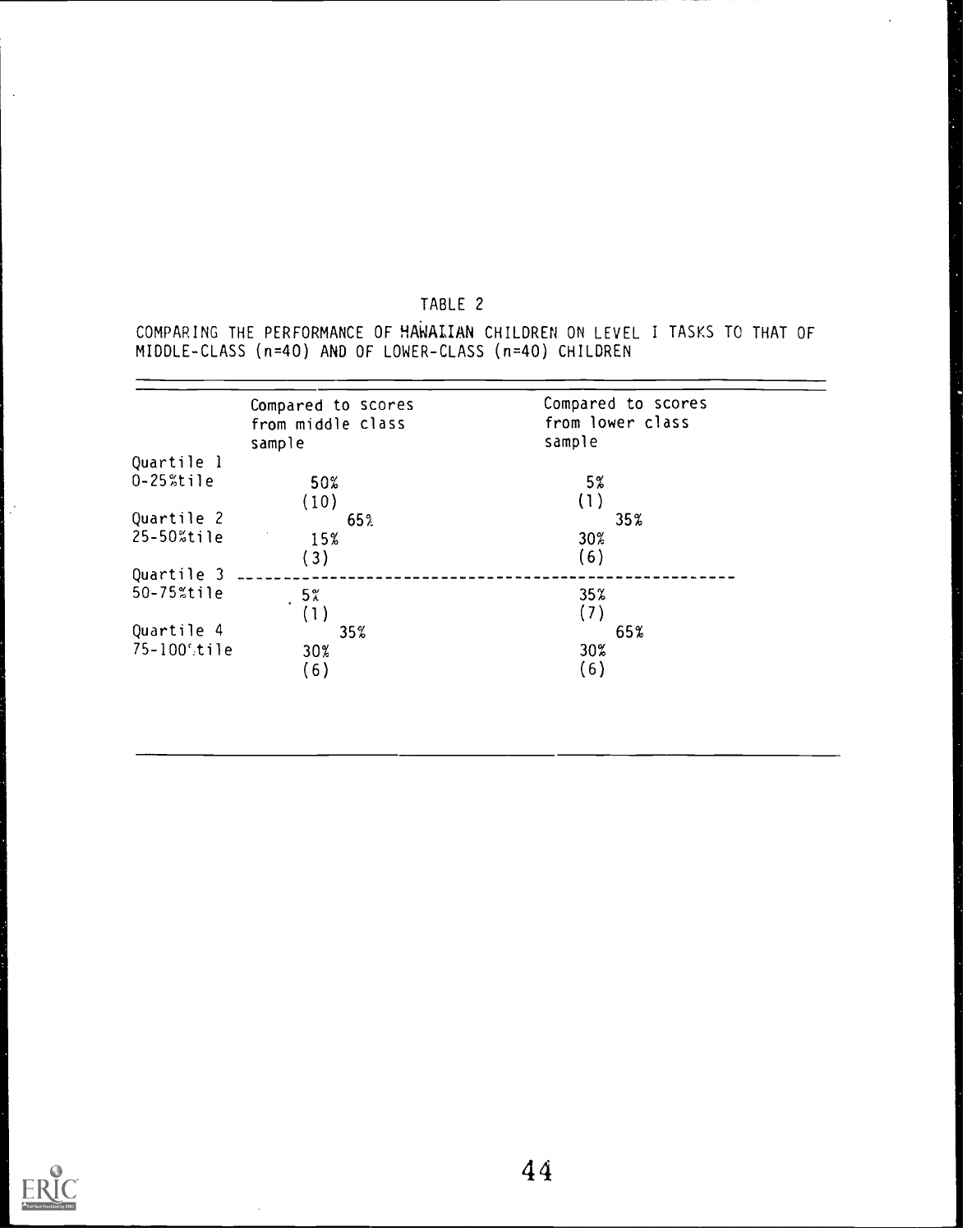TABLE 2

COMPARING THE PERFORMANCE OF HAWAIIAN CHILDREN ON LEVEL I TASKS TO THAT OF MIDDLE-CLASS (n=40) AND OF LOWER-CLASS (n=40) CHILDREN

| | Compared to scores from middle class sample | | Compared to scores from lower class sample | |
|---|---|---|---|---|
| Quartile 1 0-25%tile | 50% (10) | 65% | 5% (1) | 35% |
| Quartile 2 25-50%tile | 15% (3) | | 30% (6) | |
| Quartile 3 50-75%tile | 5% (1) | 35% | 35% (7) | 65% |
| Quartile 4 75-100%tile | 30% (6) | | 30% (6) | |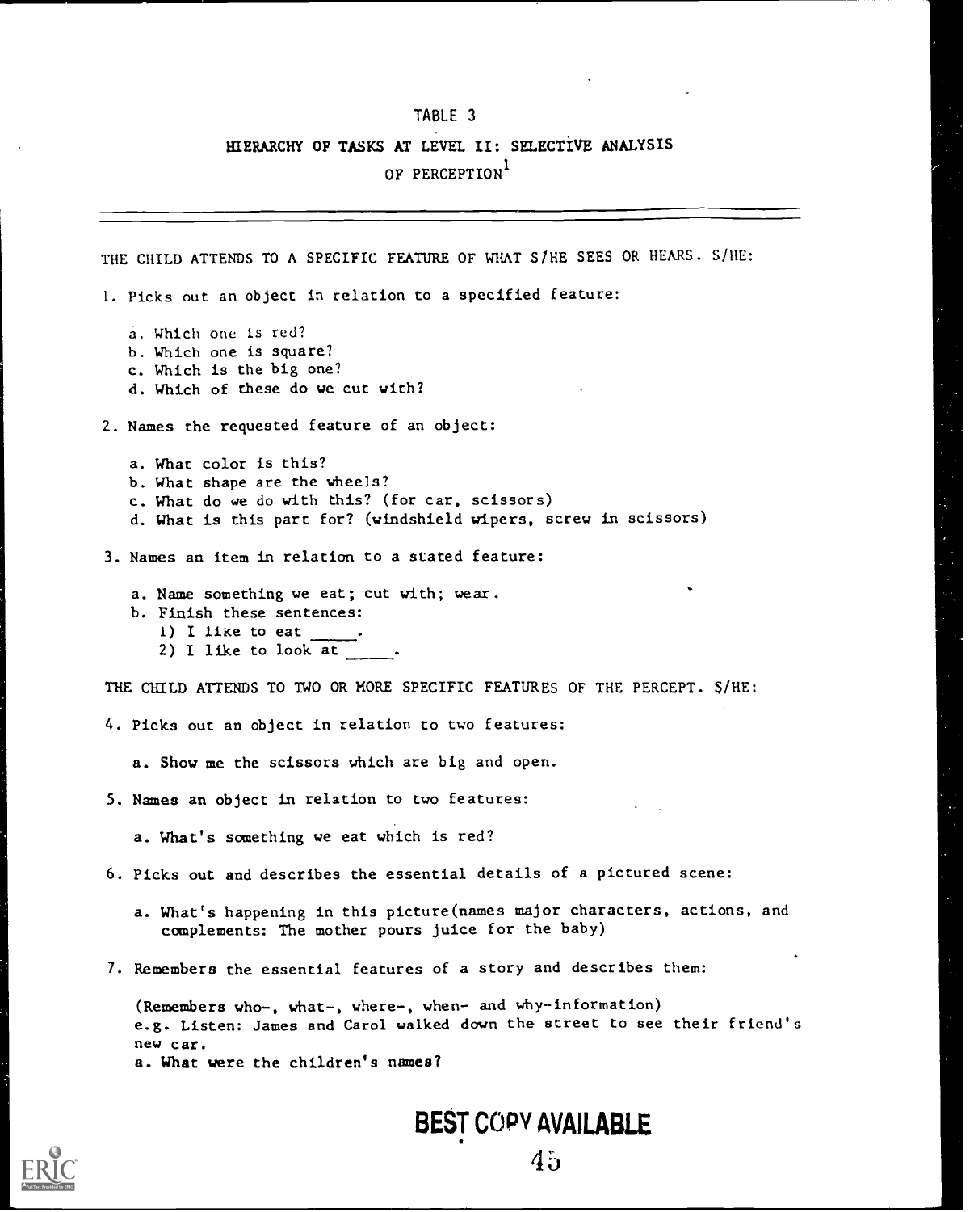# TABLE 3

## HIERARCHY OF TASKS AT LEVEL II: SELECTIVE ANALYSIS OF PERCEPTION[1]

THE CHILD ATTENDS TO A SPECIFIC FEATURE OF WHAT S/HE SEES OR HEARS. S/HE:

1. Picks out an object in relation to a specified feature:

   a. Which one is red?
   b. Which one is square?
   c. Which is the big one?
   d. Which of these do we cut with?

2. Names the requested feature of an object:

   a. What color is this?
   b. What shape are the wheels?
   c. What do we do with this? (for car, scissors)
   d. What is this part for? (windshield wipers, screw in scissors)

3. Names an item in relation to a stated feature:

   a. Name something we eat; cut with; wear.
   b. Finish these sentences:
      1) I like to eat _____.
      2) I like to look at _____.

THE CHILD ATTENDS TO TWO OR MORE SPECIFIC FEATURES OF THE PERCEPT. S/HE:

4. Picks out an object in relation to two features:

   a. Show me the scissors which are big and open.

5. Names an object in relation to two features:

   a. What's something we eat which is red?

6. Picks out and describes the essential details of a pictured scene:

   a. What's happening in this picture(names major characters, actions, and complements: The mother pours juice for the baby)

7. Remembers the essential features of a story and describes them:

   (Remembers who-, what-, where-, when- and why-information)
   e.g. Listen: James and Carol walked down the street to see their friend's new car.
   a. What were the children's names?

BEST COPY AVAILABLE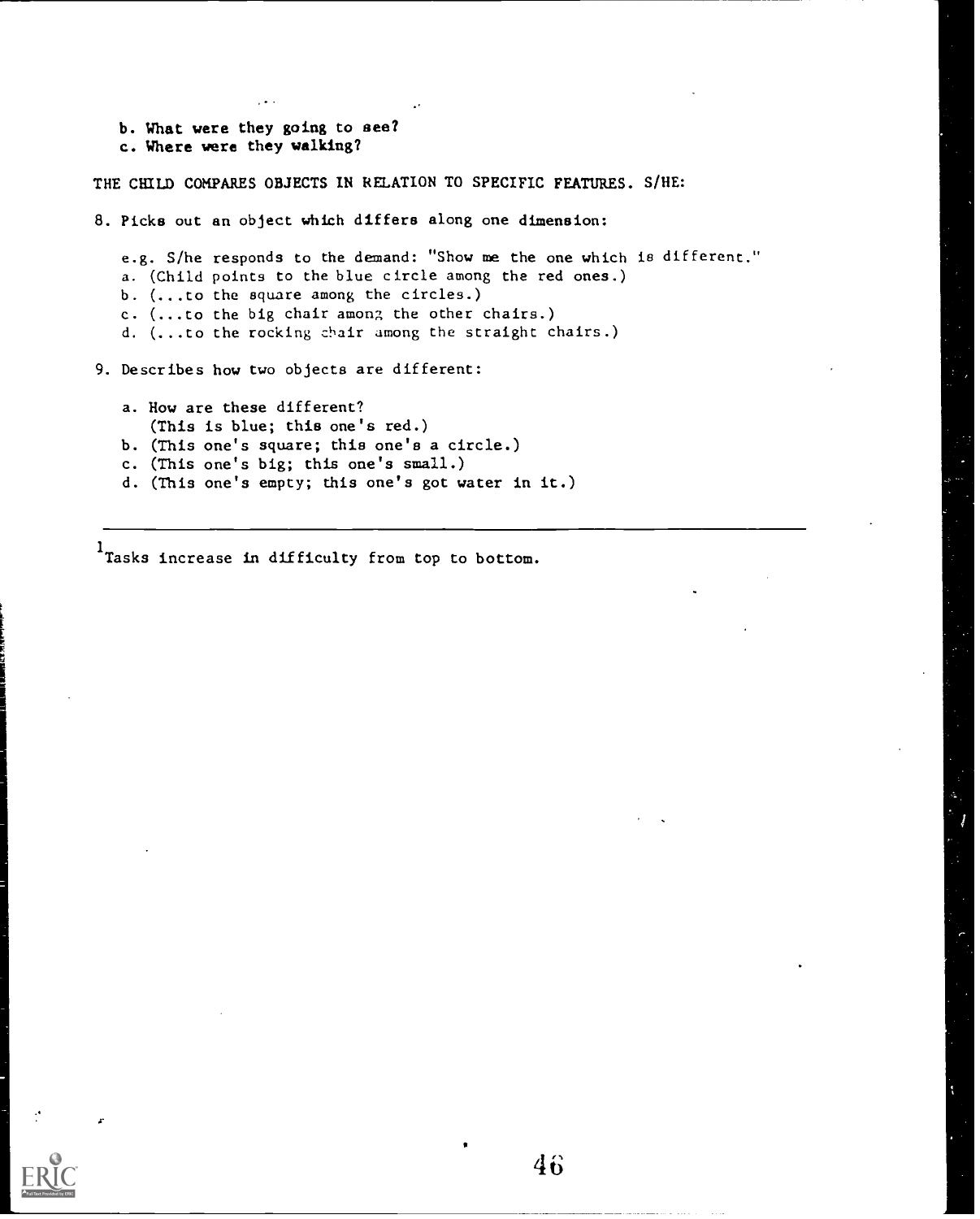b. What were they going to see?
c. Where were they walking?

THE CHILD COMPARES OBJECTS IN RELATION TO SPECIFIC FEATURES. S/HE:

8. Picks out an object which differs along one dimension:

   e.g. S/he responds to the demand: "Show me the one which is different."
   a. (Child points to the blue circle among the red ones.)
   b. (...to the square among the circles.)
   c. (...to the big chair among the other chairs.)
   d. (...to the rocking chair among the straight chairs.)

9. Describes how two objects are different:

   a. How are these different?
      (This is blue; this one's red.)
   b. (This one's square; this one's a circle.)
   c. (This one's big; this one's small.)
   d. (This one's empty; this one's got water in it.)

---

[1] Tasks increase in difficulty from top to bottom.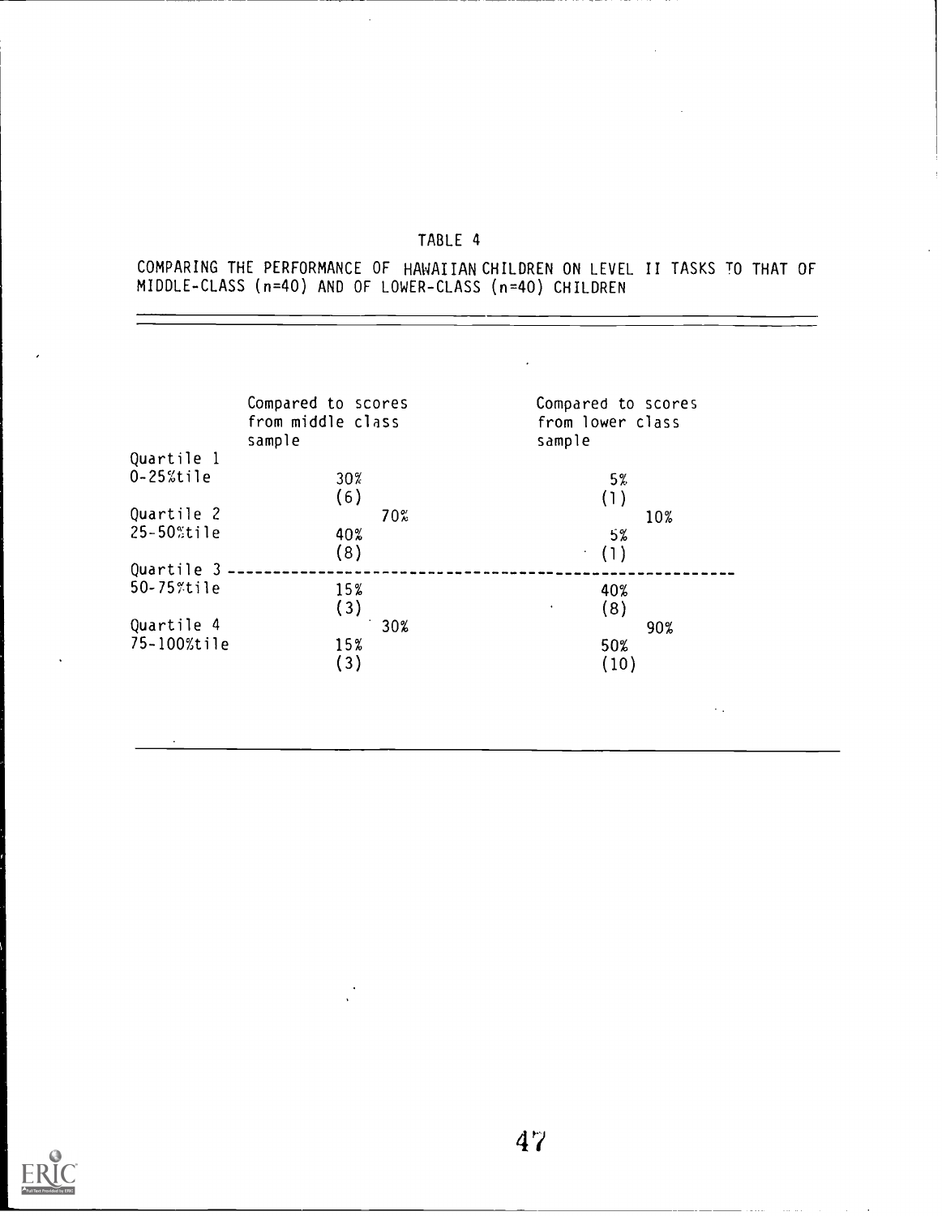TABLE 4

COMPARING THE PERFORMANCE OF HAWAIIAN CHILDREN ON LEVEL II TASKS TO THAT OF MIDDLE-CLASS (n=40) AND OF LOWER-CLASS (n=40) CHILDREN

| | Compared to scores from middle class sample | | Compared to scores from lower class sample | |
|---|---|---|---|---|
| Quartile 1 0-25%tile | 30% (6) | 70% | 5% (1) | 10% |
| Quartile 2 25-50%tile | 40% (8) | | 5% (1) | |
| Quartile 3 50-75%tile | 15% (3) | 30% | 40% (8) | 90% |
| Quartile 4 75-100%tile | 15% (3) | | 50% (10) | |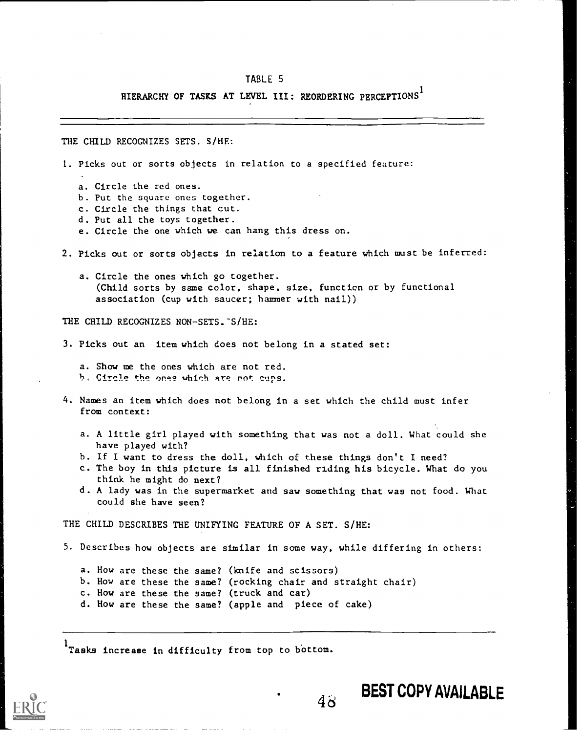# TABLE 5

## HIERARCHY OF TASKS AT LEVEL III: REORDERING PERCEPTIONS[1]

---

THE CHILD RECOGNIZES SETS. S/HE:

1. Picks out or sorts objects in relation to a specified feature:

   a. Circle the red ones.
   b. Put the square ones together.
   c. Circle the things that cut.
   d. Put all the toys together.
   e. Circle the one which we can hang this dress on.

2. Picks out or sorts objects in relation to a feature which must be inferred:

   a. Circle the ones which go together.
      (Child sorts by same color, shape, size, function or by functional association (cup with saucer; hammer with nail))

THE CHILD RECOGNIZES NON-SETS. S/HE:

3. Picks out an item which does not belong in a stated set:

   a. Show me the ones which are not red.
   b. Circle the ones which are not cups.

4. Names an item which does not belong in a set which the child must infer from context:

   a. A little girl played with something that was not a doll. What could she have played with?
   b. If I want to dress the doll, which of these things don't I need?
   c. The boy in this picture is all finished riding his bicycle. What do you think he might do next?
   d. A lady was in the supermarket and saw something that was not food. What could she have seen?

THE CHILD DESCRIBES THE UNIFYING FEATURE OF A SET. S/HE:

5. Describes how objects are similar in some way, while differing in others:

   a. How are these the same? (knife and scissors)
   b. How are these the same? (rocking chair and straight chair)
   c. How are these the same? (truck and car)
   d. How are these the same? (apple and piece of cake)

---

[1] Tasks increase in difficulty from top to bottom.

BEST COPY AVAILABLE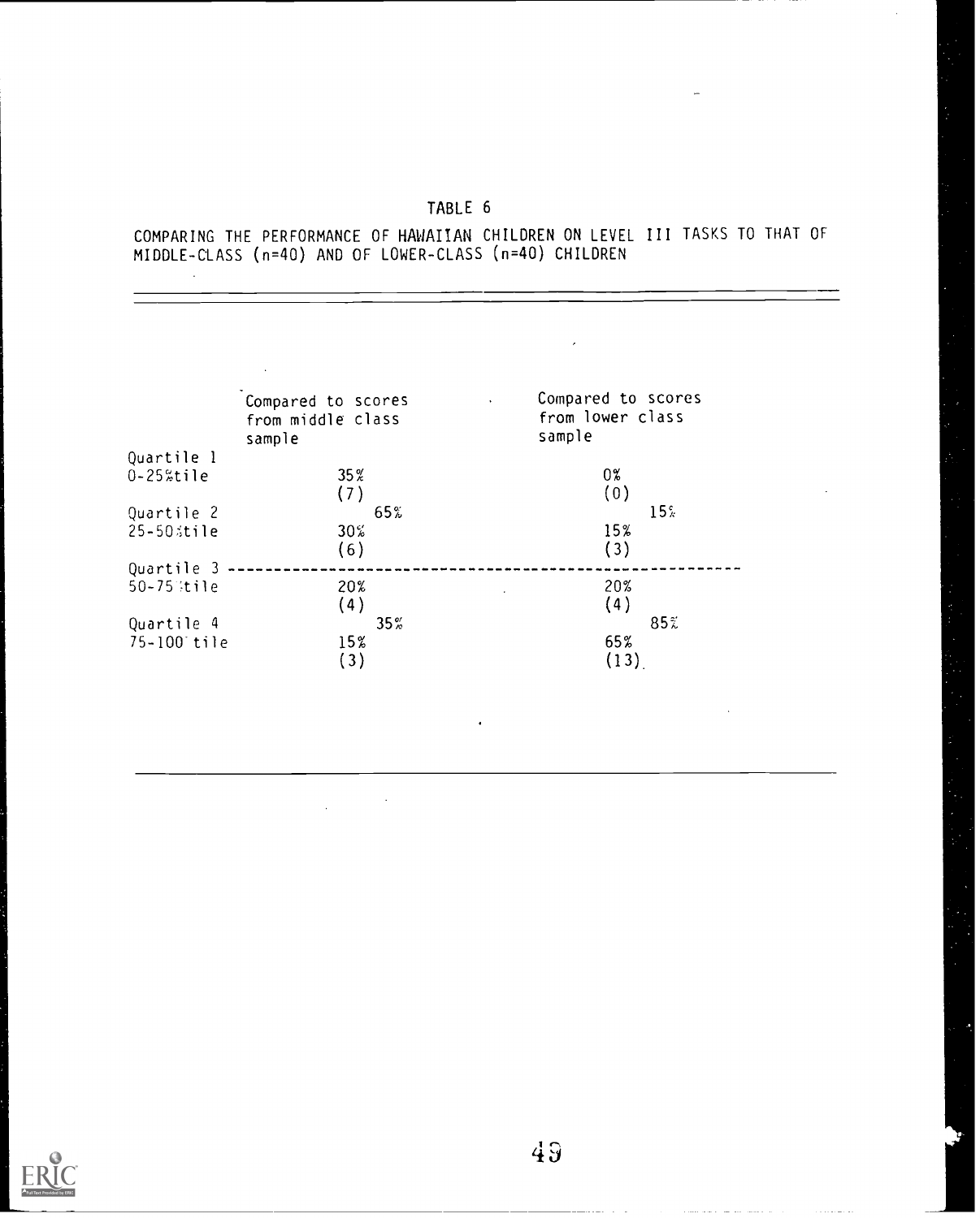# TABLE 6

COMPARING THE PERFORMANCE OF HAWAIIAN CHILDREN ON LEVEL III TASKS TO THAT OF MIDDLE-CLASS (n=40) AND OF LOWER-CLASS (n=40) CHILDREN

| | Compared to scores from middle class sample | | Compared to scores from lower class sample | |
|---|---|---|---|---|
| Quartile 1 0-25%tile | 35% (7) | 65% | 0% (0) | 15% |
| Quartile 2 25-50%tile | 30% (6) | | 15% (3) | |
| Quartile 3 50-75%tile | 20% (4) | 35% | 20% (4) | 85% |
| Quartile 4 75-100 tile | 15% (3) | | 65% (13) | |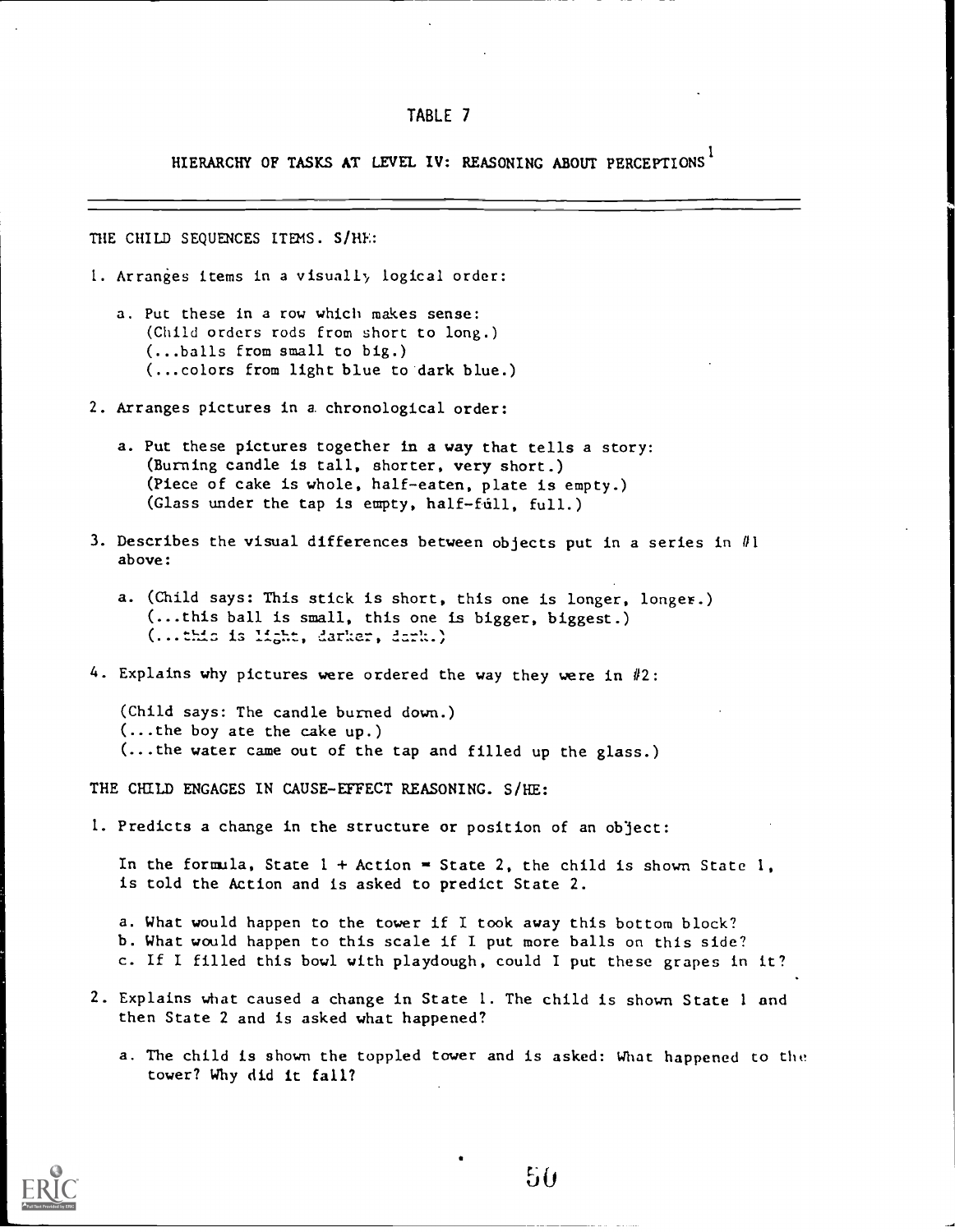# TABLE 7

## HIERARCHY OF TASKS AT LEVEL IV: REASONING ABOUT PERCEPTIONS[1]

THE CHILD SEQUENCES ITEMS. S/HE:

1. Arranges items in a visually logical order:

   a. Put these in a row which makes sense:
      (Child orders rods from short to long.)
      (...balls from small to big.)
      (...colors from light blue to dark blue.)

2. Arranges pictures in a chronological order:

   a. Put these pictures together in a way that tells a story:
      (Burning candle is tall, shorter, very short.)
      (Piece of cake is whole, half-eaten, plate is empty.)
      (Glass under the tap is empty, half-full, full.)

3. Describes the visual differences between objects put in a series in #1 above:

   a. (Child says: This stick is short, this one is longer, longer.)
      (...this ball is small, this one is bigger, biggest.)
      (...this is light, darker, dark.)

4. Explains why pictures were ordered the way they were in #2:

   (Child says: The candle burned down.)
   (...the boy ate the cake up.)
   (...the water came out of the tap and filled up the glass.)

THE CHILD ENGAGES IN CAUSE-EFFECT REASONING. S/HE:

1. Predicts a change in the structure or position of an object:

   In the formula, State 1 + Action = State 2, the child is shown State 1, is told the Action and is asked to predict State 2.

   a. What would happen to the tower if I took away this bottom block?
   b. What would happen to this scale if I put more balls on this side?
   c. If I filled this bowl with playdough, could I put these grapes in it?

2. Explains what caused a change in State 1. The child is shown State 1 and then State 2 and is asked what happened?

   a. The child is shown the toppled tower and is asked: What happened to the tower? Why did it fall?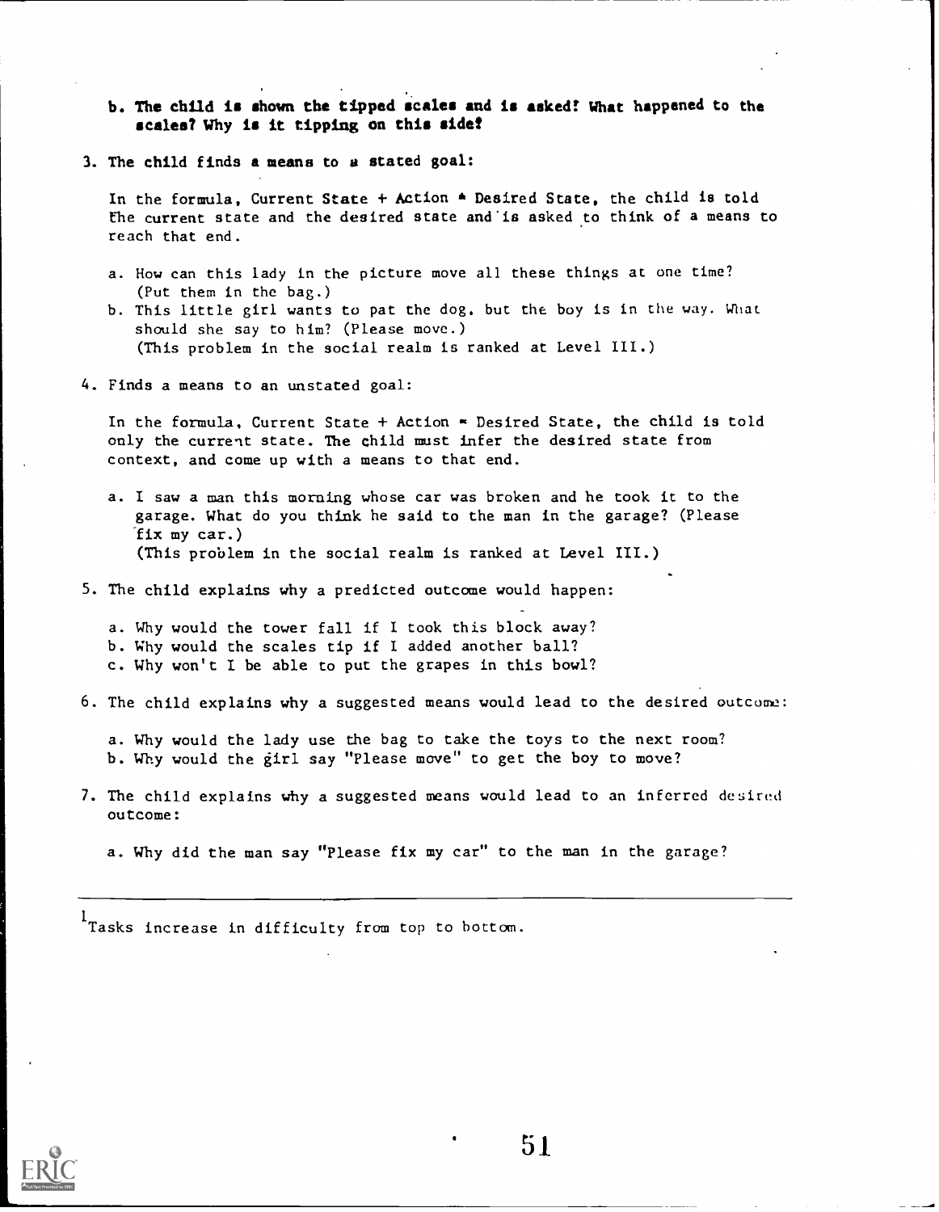b. **The child is shown the tipped scales and is asked: What happened to the scales? Why is it tipping on this side?**

3. The child finds a means to a stated goal:

   In the formula, Current State + Action = Desired State, the child is told the current state and the desired state and is asked to think of a means to reach that end.

   a. How can this lady in the picture move all these things at one time? (Put them in the bag.)
   b. This little girl wants to pat the dog, but the boy is in the way. What should she say to him? (Please move.)
      (This problem in the social realm is ranked at Level III.)

4. Finds a means to an unstated goal:

   In the formula, Current State + Action = Desired State, the child is told only the current state. The child must infer the desired state from context, and come up with a means to that end.

   a. I saw a man this morning whose car was broken and he took it to the garage. What do you think he said to the man in the garage? (Please fix my car.)
      (This problem in the social realm is ranked at Level III.)

5. The child explains why a predicted outcome would happen:

   a. Why would the tower fall if I took this block away?
   b. Why would the scales tip if I added another ball?
   c. Why won't I be able to put the grapes in this bowl?

6. The child explains why a suggested means would lead to the desired outcome:

   a. Why would the lady use the bag to take the toys to the next room?
   b. Why would the girl say "Please move" to get the boy to move?

7. The child explains why a suggested means would lead to an inferred desired outcome:

   a. Why did the man say "Please fix my car" to the man in the garage?

---

[1] Tasks increase in difficulty from top to bottom.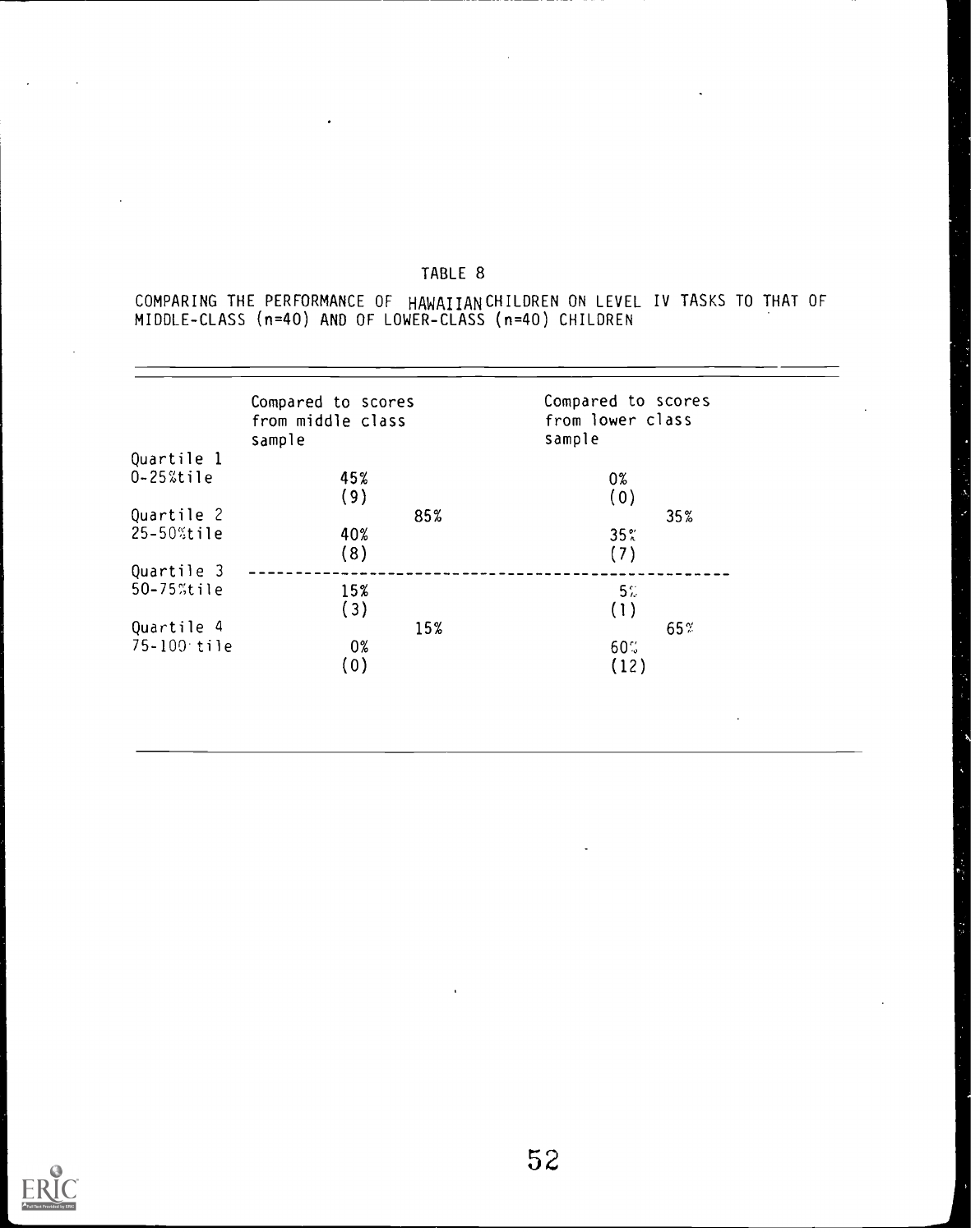TABLE 8

COMPARING THE PERFORMANCE OF HAWAIIAN CHILDREN ON LEVEL IV TASKS TO THAT OF MIDDLE-CLASS (n=40) AND OF LOWER-CLASS (n=40) CHILDREN

| | Compared to scores from middle class sample | | Compared to scores from lower class sample | |
|---|---|---|---|---|
| Quartile 1 0-25%tile | 45% (9) | 85% | 0% (0) | 35% |
| Quartile 2 25-50%tile | 40% (8) | | 35% (7) | |
| Quartile 3 50-75%tile | 15% (3) | 15% | 5% (1) | 65% |
| Quartile 4 75-100 tile | 0% (0) | | 60% (12) | |